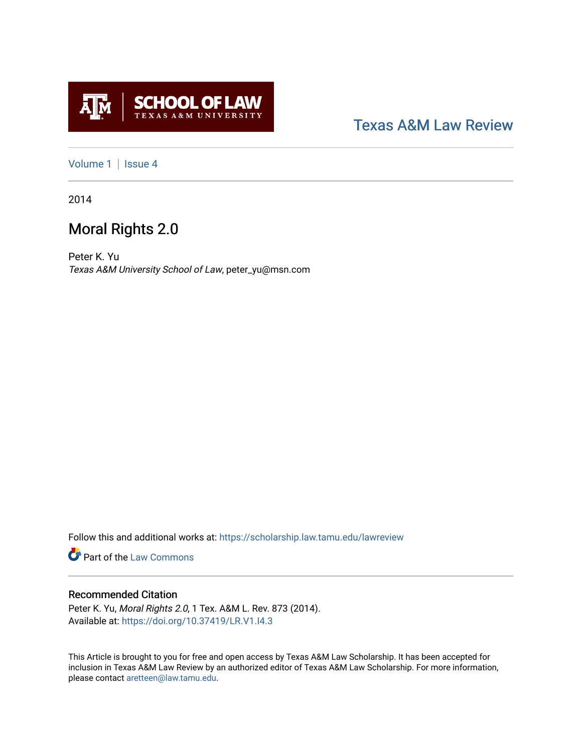Texas A&M Law Review

Volume 1 | Issue 4

2014

# Moral Rights 2.0

Peter K. Yu
*Texas A&M University School of Law*, peter_yu@msn.com

Follow this and additional works at: https://scholarship.law.tamu.edu/lawreview

Part of the Law Commons

## Recommended Citation

Peter K. Yu, *Moral Rights 2.0*, 1 Tex. A&M L. Rev. 873 (2014).
Available at: https://doi.org/10.37419/LR.V1.I4.3

This Article is brought to you for free and open access by Texas A&M Law Scholarship. It has been accepted for inclusion in Texas A&M Law Review by an authorized editor of Texas A&M Law Scholarship. For more information, please contact aretteen@law.tamu.edu.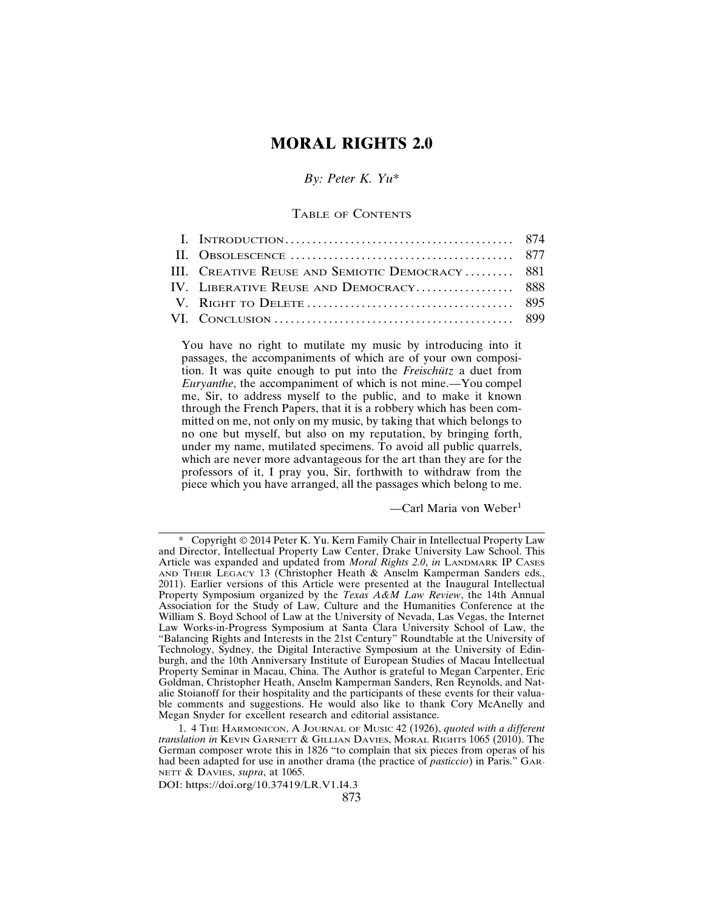# MORAL RIGHTS 2.0

*By: Peter K. Yu**

TABLE OF CONTENTS

| | | |
|---|---|---|
| I. | INTRODUCTION | 874 |
| II. | OBSOLESCENCE | 877 |
| III. | CREATIVE REUSE AND SEMIOTIC DEMOCRACY | 881 |
| IV. | LIBERATIVE REUSE AND DEMOCRACY | 888 |
| V. | RIGHT TO DELETE | 895 |
| VI. | CONCLUSION | 899 |

> You have no right to mutilate my music by introducing into it passages, the accompaniments of which are of your own composition. It was quite enough to put into the *Freischütz* a duet from *Euryanthe*, the accompaniment of which is not mine.—You compel me, Sir, to address myself to the public, and to make it known through the French Papers, that it is a robbery which has been committed on me, not only on my music, by taking that which belongs to no one but myself, but also on my reputation, by bringing forth, under my name, mutilated specimens. To avoid all public quarrels, which are never more advantageous for the art than they are for the professors of it, I pray you, Sir, forthwith to withdraw from the piece which you have arranged, all the passages which belong to me.
>
> —Carl Maria von Weber[1]

---

\* Copyright © 2014 Peter K. Yu. Kern Family Chair in Intellectual Property Law and Director, Intellectual Property Law Center, Drake University Law School. This Article was expanded and updated from *Moral Rights 2.0*, *in* LANDMARK IP CASES AND THEIR LEGACY 13 (Christopher Heath & Anselm Kamperman Sanders eds., 2011). Earlier versions of this Article were presented at the Inaugural Intellectual Property Symposium organized by the *Texas A&M Law Review*, the 14th Annual Association for the Study of Law, Culture and the Humanities Conference at the William S. Boyd School of Law at the University of Nevada, Las Vegas, the Internet Law Works-in-Progress Symposium at Santa Clara University School of Law, the "Balancing Rights and Interests in the 21st Century" Roundtable at the University of Technology, Sydney, the Digital Interactive Symposium at the University of Edinburgh, and the 10th Anniversary Institute of European Studies of Macau Intellectual Property Seminar in Macau, China. The Author is grateful to Megan Carpenter, Eric Goldman, Christopher Heath, Anselm Kamperman Sanders, Ren Reynolds, and Natalie Stoianoff for their hospitality and the participants of these events for their valuable comments and suggestions. He would also like to thank Cory McAnelly and Megan Snyder for excellent research and editorial assistance.

1. 4 THE HARMONICON, A JOURNAL OF MUSIC 42 (1926), *quoted with a different translation in* KEVIN GARNETT & GILLIAN DAVIES, MORAL RIGHTS 1065 (2010). The German composer wrote this in 1826 "to complain that six pieces from operas of his had been adapted for use in another drama (the practice of *pasticcio*) in Paris." GARNETT & DAVIES, *supra*, at 1065.

DOI: https://doi.org/10.37419/LR.V1.I4.3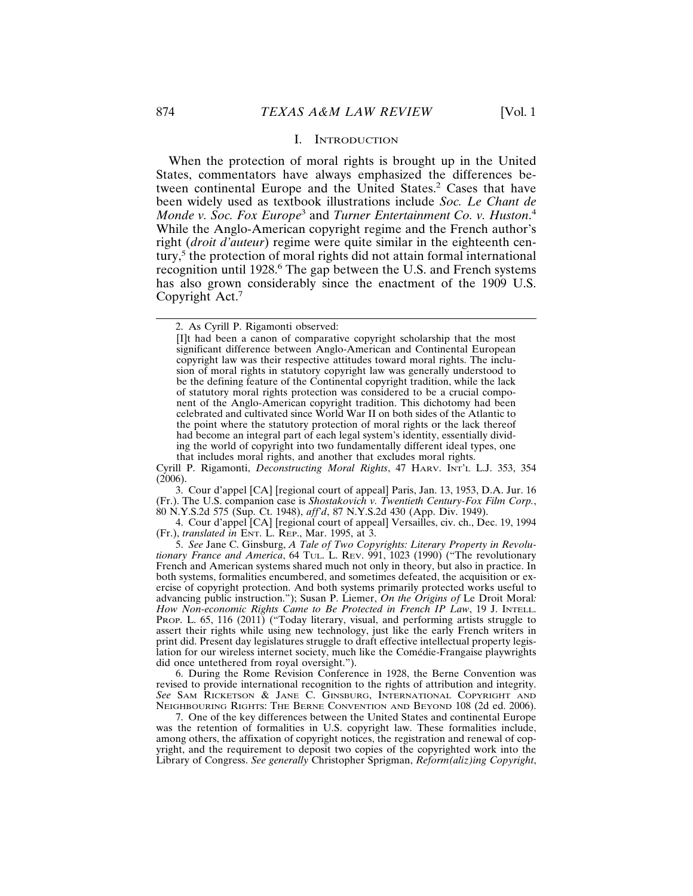## I. Introduction

When the protection of moral rights is brought up in the United States, commentators have always emphasized the differences between continental Europe and the United States.[2] Cases that have been widely used as textbook illustrations include *Soc. Le Chant de Monde v. Soc. Fox Europe*[3] and *Turner Entertainment Co. v. Huston*.[4] While the Anglo-American copyright regime and the French author's right (*droit d'auteur*) regime were quite similar in the eighteenth century,[5] the protection of moral rights did not attain formal international recognition until 1928.[6] The gap between the U.S. and French systems has also grown considerably since the enactment of the 1909 U.S. Copyright Act.[7]

---

2. As Cyrill P. Rigamonti observed:

> [I]t had been a canon of comparative copyright scholarship that the most significant difference between Anglo-American and Continental European copyright law was their respective attitudes toward moral rights. The inclusion of moral rights in statutory copyright law was generally understood to be the defining feature of the Continental copyright tradition, while the lack of statutory moral rights protection was considered to be a crucial component of the Anglo-American copyright tradition. This dichotomy had been celebrated and cultivated since World War II on both sides of the Atlantic to the point where the statutory protection of moral rights or the lack thereof had become an integral part of each legal system's identity, essentially dividing the world of copyright into two fundamentally different ideal types, one that includes moral rights, and another that excludes moral rights.

Cyrill P. Rigamonti, *Deconstructing Moral Rights*, 47 Harv. Int'l L.J. 353, 354 (2006).

3. Cour d'appel [CA] [regional court of appeal] Paris, Jan. 13, 1953, D.A. Jur. 16 (Fr.). The U.S. companion case is *Shostakovich v. Twentieth Century-Fox Film Corp.*, 80 N.Y.S.2d 575 (Sup. Ct. 1948), *aff'd*, 87 N.Y.S.2d 430 (App. Div. 1949).

4. Cour d'appel [CA] [regional court of appeal] Versailles, civ. ch., Dec. 19, 1994 (Fr.), *translated in* Ent. L. Rep., Mar. 1995, at 3.

5. *See* Jane C. Ginsburg, *A Tale of Two Copyrights: Literary Property in Revolutionary France and America*, 64 Tul. L. Rev. 991, 1023 (1990) ("The revolutionary French and American systems shared much not only in theory, but also in practice. In both systems, formalities encumbered, and sometimes defeated, the acquisition or exercise of copyright protection. And both systems primarily protected works useful to advancing public instruction."); Susan P. Liemer, *On the Origins of* Le Droit Moral*: How Non-economic Rights Came to Be Protected in French IP Law*, 19 J. Intell. Prop. L. 65, 116 (2011) ("Today literary, visual, and performing artists struggle to assert their rights while using new technology, just like the early French writers in print did. Present day legislatures struggle to draft effective intellectual property legislation for our wireless internet society, much like the Comédie-Frangaise playwrights did once untethered from royal oversight.").

6. During the Rome Revision Conference in 1928, the Berne Convention was revised to provide international recognition to the rights of attribution and integrity. *See* Sam Ricketson & Jane C. Ginsburg, International Copyright and Neighbouring Rights: The Berne Convention and Beyond 108 (2d ed. 2006).

7. One of the key differences between the United States and continental Europe was the retention of formalities in U.S. copyright law. These formalities include, among others, the affixation of copyright notices, the registration and renewal of copyright, and the requirement to deposit two copies of the copyrighted work into the Library of Congress. *See generally* Christopher Sprigman, *Reform(aliz)ing Copyright*,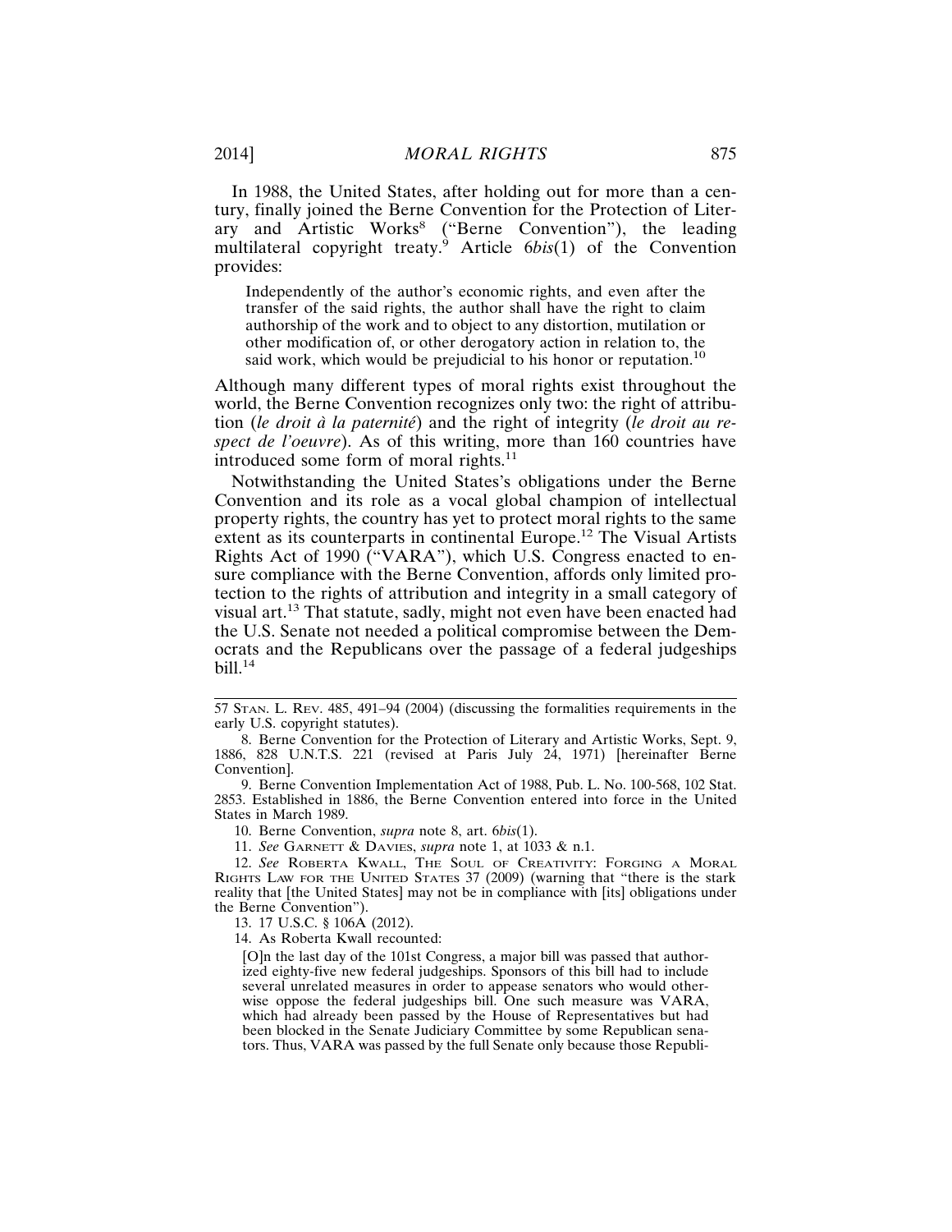In 1988, the United States, after holding out for more than a century, finally joined the Berne Convention for the Protection of Literary and Artistic Works[8] ("Berne Convention"), the leading multilateral copyright treaty.[9] Article 6*bis*(1) of the Convention provides:

> Independently of the author's economic rights, and even after the transfer of the said rights, the author shall have the right to claim authorship of the work and to object to any distortion, mutilation or other modification of, or other derogatory action in relation to, the said work, which would be prejudicial to his honor or reputation.[10]

Although many different types of moral rights exist throughout the world, the Berne Convention recognizes only two: the right of attribution (*le droit à la paternité*) and the right of integrity (*le droit au respect de l'oeuvre*). As of this writing, more than 160 countries have introduced some form of moral rights.[11]

Notwithstanding the United States's obligations under the Berne Convention and its role as a vocal global champion of intellectual property rights, the country has yet to protect moral rights to the same extent as its counterparts in continental Europe.[12] The Visual Artists Rights Act of 1990 ("VARA"), which U.S. Congress enacted to ensure compliance with the Berne Convention, affords only limited protection to the rights of attribution and integrity in a small category of visual art.[13] That statute, sadly, might not even have been enacted had the U.S. Senate not needed a political compromise between the Democrats and the Republicans over the passage of a federal judgeships bill.[14]

---

57 STAN. L. REV. 485, 491–94 (2004) (discussing the formalities requirements in the early U.S. copyright statutes).

8. Berne Convention for the Protection of Literary and Artistic Works, Sept. 9, 1886, 828 U.N.T.S. 221 (revised at Paris July 24, 1971) [hereinafter Berne Convention].

9. Berne Convention Implementation Act of 1988, Pub. L. No. 100-568, 102 Stat. 2853. Established in 1886, the Berne Convention entered into force in the United States in March 1989.

10. Berne Convention, *supra* note 8, art. 6*bis*(1).

11. *See* GARNETT & DAVIES, *supra* note 1, at 1033 & n.1.

12. *See* ROBERTA KWALL, THE SOUL OF CREATIVITY: FORGING A MORAL RIGHTS LAW FOR THE UNITED STATES 37 (2009) (warning that "there is the stark reality that [the United States] may not be in compliance with [its] obligations under the Berne Convention").

13. 17 U.S.C. § 106A (2012).

14. As Roberta Kwall recounted:

> [O]n the last day of the 101st Congress, a major bill was passed that authorized eighty-five new federal judgeships. Sponsors of this bill had to include several unrelated measures in order to appease senators who would otherwise oppose the federal judgeships bill. One such measure was VARA, which had already been passed by the House of Representatives but had been blocked in the Senate Judiciary Committee by some Republican senators. Thus, VARA was passed by the full Senate only because those Republi-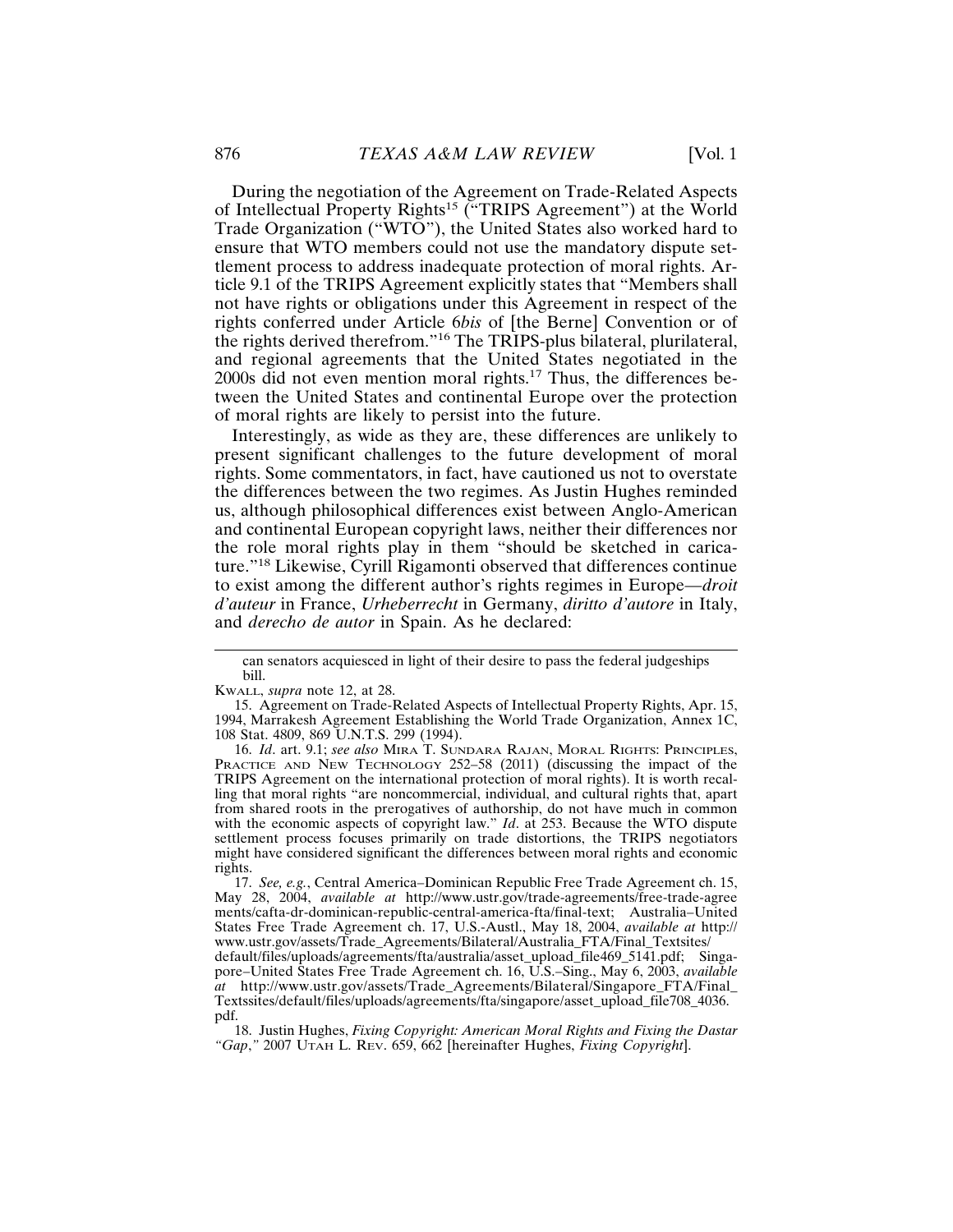During the negotiation of the Agreement on Trade-Related Aspects of Intellectual Property Rights[15] ("TRIPS Agreement") at the World Trade Organization ("WTO"), the United States also worked hard to ensure that WTO members could not use the mandatory dispute settlement process to address inadequate protection of moral rights. Article 9.1 of the TRIPS Agreement explicitly states that "Members shall not have rights or obligations under this Agreement in respect of the rights conferred under Article 6*bis* of [the Berne] Convention or of the rights derived therefrom."[16] The TRIPS-plus bilateral, plurilateral, and regional agreements that the United States negotiated in the 2000s did not even mention moral rights.[17] Thus, the differences between the United States and continental Europe over the protection of moral rights are likely to persist into the future.

Interestingly, as wide as they are, these differences are unlikely to present significant challenges to the future development of moral rights. Some commentators, in fact, have cautioned us not to overstate the differences between the two regimes. As Justin Hughes reminded us, although philosophical differences exist between Anglo-American and continental European copyright laws, neither their differences nor the role moral rights play in them "should be sketched in caricature."[18] Likewise, Cyrill Rigamonti observed that differences continue to exist among the different author's rights regimes in Europe—*droit d'auteur* in France, *Urheberrecht* in Germany, *diritto d'autore* in Italy, and *derecho de autor* in Spain. As he declared:

---

can senators acquiesced in light of their desire to pass the federal judgeships bill.

KWALL, *supra* note 12, at 28.

15. Agreement on Trade-Related Aspects of Intellectual Property Rights, Apr. 15, 1994, Marrakesh Agreement Establishing the World Trade Organization, Annex 1C, 108 Stat. 4809, 869 U.N.T.S. 299 (1994).

16. *Id*. art. 9.1; *see also* MIRA T. SUNDARA RAJAN, MORAL RIGHTS: PRINCIPLES, PRACTICE AND NEW TECHNOLOGY 252–58 (2011) (discussing the impact of the TRIPS Agreement on the international protection of moral rights). It is worth recalling that moral rights "are noncommercial, individual, and cultural rights that, apart from shared roots in the prerogatives of authorship, do not have much in common with the economic aspects of copyright law." *Id*. at 253. Because the WTO dispute settlement process focuses primarily on trade distortions, the TRIPS negotiators might have considered significant the differences between moral rights and economic rights.

17. *See, e.g.*, Central America–Dominican Republic Free Trade Agreement ch. 15, May 28, 2004, *available at* http://www.ustr.gov/trade-agreements/free-trade-agreements/cafta-dr-dominican-republic-central-america-fta/final-text; Australia–United States Free Trade Agreement ch. 17, U.S.-Austl., May 18, 2004, *available at* http://www.ustr.gov/assets/Trade_Agreements/Bilateral/Australia_FTA/Final_Textsites/default/files/uploads/agreements/fta/australia/asset_upload_file469_5141.pdf; Singapore–United States Free Trade Agreement ch. 16, U.S.–Sing., May 6, 2003, *available at* http://www.ustr.gov/assets/Trade_Agreements/Bilateral/Singapore_FTA/Final_Textssites/default/files/uploads/agreements/fta/singapore/asset_upload_file708_4036.pdf.

18. Justin Hughes, *Fixing Copyright: American Moral Rights and Fixing the Dastar "Gap*,*"* 2007 UTAH L. REV. 659, 662 [hereinafter Hughes, *Fixing Copyright*].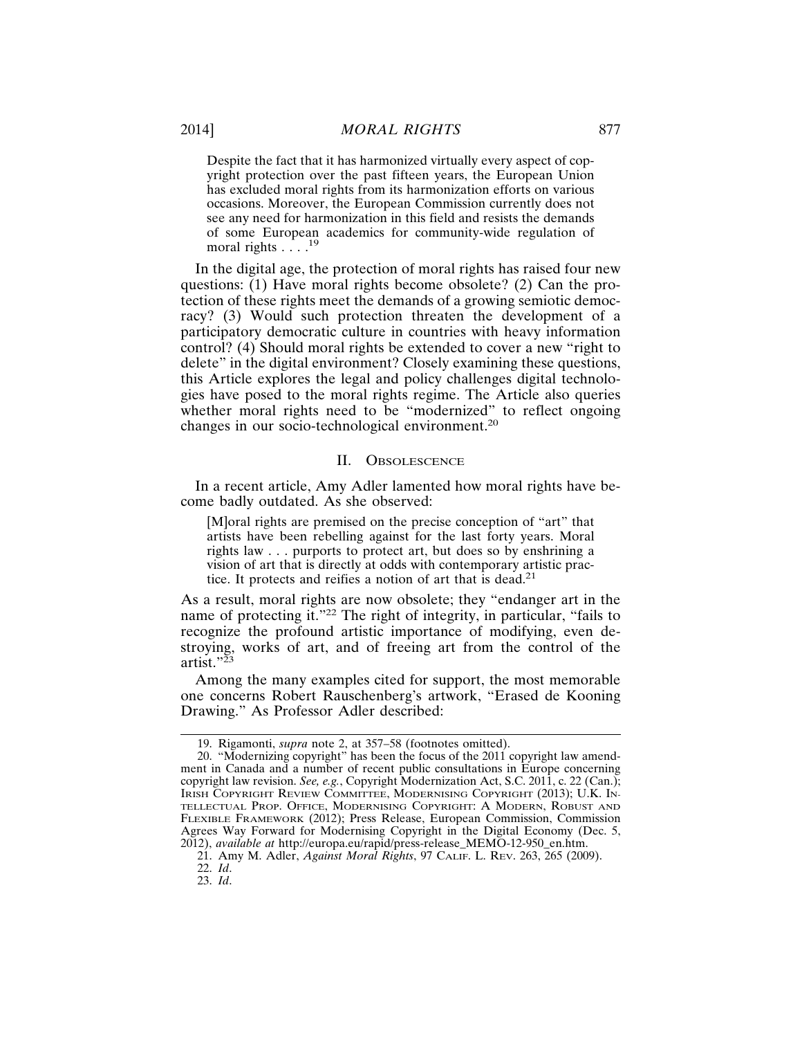> Despite the fact that it has harmonized virtually every aspect of copyright protection over the past fifteen years, the European Union has excluded moral rights from its harmonization efforts on various occasions. Moreover, the European Commission currently does not see any need for harmonization in this field and resists the demands of some European academics for community-wide regulation of moral rights . . . .[19]

In the digital age, the protection of moral rights has raised four new questions: (1) Have moral rights become obsolete? (2) Can the protection of these rights meet the demands of a growing semiotic democracy? (3) Would such protection threaten the development of a participatory democratic culture in countries with heavy information control? (4) Should moral rights be extended to cover a new "right to delete" in the digital environment? Closely examining these questions, this Article explores the legal and policy challenges digital technologies have posed to the moral rights regime. The Article also queries whether moral rights need to be "modernized" to reflect ongoing changes in our socio-technological environment.[20]

## II. Obsolescence

In a recent article, Amy Adler lamented how moral rights have become badly outdated. As she observed:

> [M]oral rights are premised on the precise conception of "art" that artists have been rebelling against for the last forty years. Moral rights law . . . purports to protect art, but does so by enshrining a vision of art that is directly at odds with contemporary artistic practice. It protects and reifies a notion of art that is dead.[21]

As a result, moral rights are now obsolete; they "endanger art in the name of protecting it."[22] The right of integrity, in particular, "fails to recognize the profound artistic importance of modifying, even destroying, works of art, and of freeing art from the control of the artist."[23]

Among the many examples cited for support, the most memorable one concerns Robert Rauschenberg's artwork, "Erased de Kooning Drawing." As Professor Adler described:

---

19. Rigamonti, *supra* note 2, at 357–58 (footnotes omitted).

20. "Modernizing copyright" has been the focus of the 2011 copyright law amendment in Canada and a number of recent public consultations in Europe concerning copyright law revision. *See, e.g.*, Copyright Modernization Act, S.C. 2011, c. 22 (Can.); Irish Copyright Review Committee, Modernising Copyright (2013); U.K. Intellectual Prop. Office, Modernising Copyright: A Modern, Robust and Flexible Framework (2012); Press Release, European Commission, Commission Agrees Way Forward for Modernising Copyright in the Digital Economy (Dec. 5, 2012), *available at* http://europa.eu/rapid/press-release_MEMO-12-950_en.htm.

21. Amy M. Adler, *Against Moral Rights*, 97 Calif. L. Rev. 263, 265 (2009).

22. *Id*.

23. *Id*.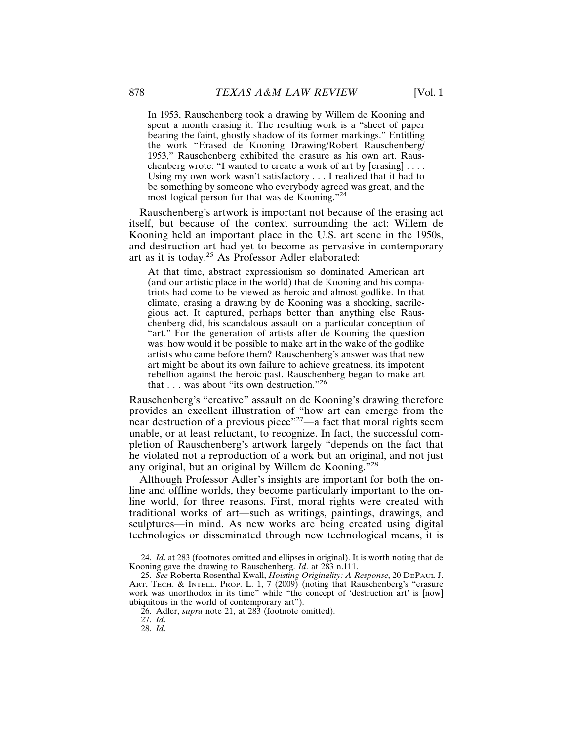> In 1953, Rauschenberg took a drawing by Willem de Kooning and spent a month erasing it. The resulting work is a "sheet of paper bearing the faint, ghostly shadow of its former markings." Entitling the work "Erased de Kooning Drawing/Robert Rauschenberg/ 1953," Rauschenberg exhibited the erasure as his own art. Rauschenberg wrote: "I wanted to create a work of art by [erasing] . . . . Using my own work wasn't satisfactory . . . I realized that it had to be something by someone who everybody agreed was great, and the most logical person for that was de Kooning."[24]

Rauschenberg's artwork is important not because of the erasing act itself, but because of the context surrounding the act: Willem de Kooning held an important place in the U.S. art scene in the 1950s, and destruction art had yet to become as pervasive in contemporary art as it is today.[25] As Professor Adler elaborated:

> At that time, abstract expressionism so dominated American art (and our artistic place in the world) that de Kooning and his compatriots had come to be viewed as heroic and almost godlike. In that climate, erasing a drawing by de Kooning was a shocking, sacrilegious act. It captured, perhaps better than anything else Rauschenberg did, his scandalous assault on a particular conception of "art." For the generation of artists after de Kooning the question was: how would it be possible to make art in the wake of the godlike artists who came before them? Rauschenberg's answer was that new art might be about its own failure to achieve greatness, its impotent rebellion against the heroic past. Rauschenberg began to make art that . . . was about "its own destruction."[26]

Rauschenberg's "creative" assault on de Kooning's drawing therefore provides an excellent illustration of "how art can emerge from the near destruction of a previous piece"[27]—a fact that moral rights seem unable, or at least reluctant, to recognize. In fact, the successful completion of Rauschenberg's artwork largely "depends on the fact that he violated not a reproduction of a work but an original, and not just any original, but an original by Willem de Kooning."[28]

Although Professor Adler's insights are important for both the online and offline worlds, they become particularly important to the online world, for three reasons. First, moral rights were created with traditional works of art—such as writings, paintings, drawings, and sculptures—in mind. As new works are being created using digital technologies or disseminated through new technological means, it is

---

24. *Id*. at 283 (footnotes omitted and ellipses in original). It is worth noting that de Kooning gave the drawing to Rauschenberg. *Id*. at 283 n.111.

25. *See* Roberta Rosenthal Kwall, *Hoisting Originality: A Response*, 20 DEPAUL J. ART, TECH. & INTELL. PROP. L. 1, 7 (2009) (noting that Rauschenberg's "erasure work was unorthodox in its time" while "the concept of 'destruction art' is [now] ubiquitous in the world of contemporary art").

26. Adler, *supra* note 21, at 283 (footnote omitted).

27. *Id*.

28. *Id*.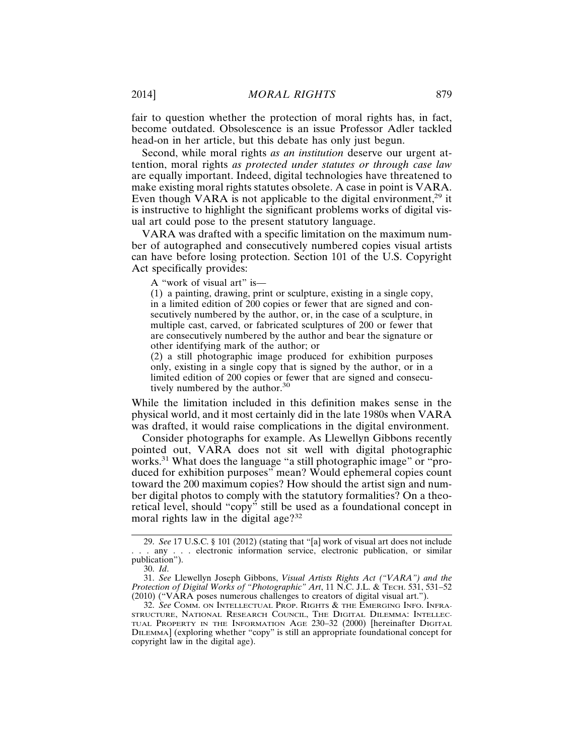fair to question whether the protection of moral rights has, in fact, become outdated. Obsolescence is an issue Professor Adler tackled head-on in her article, but this debate has only just begun.

Second, while moral rights *as an institution* deserve our urgent attention, moral rights *as protected under statutes or through case law* are equally important. Indeed, digital technologies have threatened to make existing moral rights statutes obsolete. A case in point is VARA. Even though VARA is not applicable to the digital environment,[29] it is instructive to highlight the significant problems works of digital visual art could pose to the present statutory language.

VARA was drafted with a specific limitation on the maximum number of autographed and consecutively numbered copies visual artists can have before losing protection. Section 101 of the U.S. Copyright Act specifically provides:

> A "work of visual art" is—
>
> (1) a painting, drawing, print or sculpture, existing in a single copy, in a limited edition of 200 copies or fewer that are signed and consecutively numbered by the author, or, in the case of a sculpture, in multiple cast, carved, or fabricated sculptures of 200 or fewer that are consecutively numbered by the author and bear the signature or other identifying mark of the author; or
>
> (2) a still photographic image produced for exhibition purposes only, existing in a single copy that is signed by the author, or in a limited edition of 200 copies or fewer that are signed and consecutively numbered by the author.[30]

While the limitation included in this definition makes sense in the physical world, and it most certainly did in the late 1980s when VARA was drafted, it would raise complications in the digital environment.

Consider photographs for example. As Llewellyn Gibbons recently pointed out, VARA does not sit well with digital photographic works.[31] What does the language "a still photographic image" or "produced for exhibition purposes" mean? Would ephemeral copies count toward the 200 maximum copies? How should the artist sign and number digital photos to comply with the statutory formalities? On a theoretical level, should "copy" still be used as a foundational concept in moral rights law in the digital age?[32]

---

29. *See* 17 U.S.C. § 101 (2012) (stating that "[a] work of visual art does not include . . . any . . . electronic information service, electronic publication, or similar publication").

30. *Id*.

31. *See* Llewellyn Joseph Gibbons, *Visual Artists Rights Act ("VARA") and the Protection of Digital Works of "Photographic" Art*, 11 N.C. J.L. & TECH. 531, 531–52 (2010) ("VARA poses numerous challenges to creators of digital visual art.").

32. *See* COMM. ON INTELLECTUAL PROP. RIGHTS & THE EMERGING INFO. INFRASTRUCTURE, NATIONAL RESEARCH COUNCIL, THE DIGITAL DILEMMA: INTELLECTUAL PROPERTY IN THE INFORMATION AGE 230–32 (2000) [hereinafter DIGITAL DILEMMA] (exploring whether "copy" is still an appropriate foundational concept for copyright law in the digital age).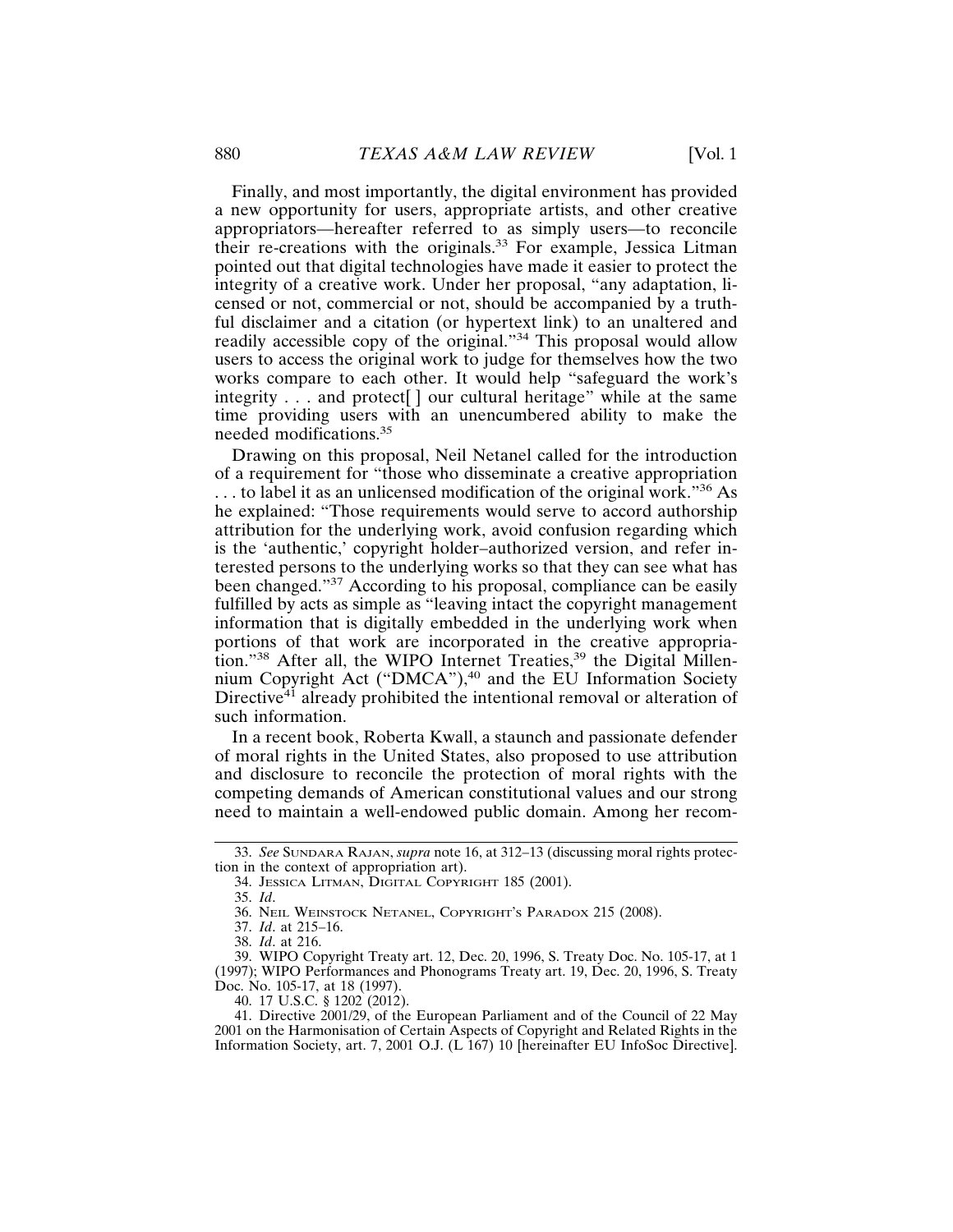Finally, and most importantly, the digital environment has provided a new opportunity for users, appropriate artists, and other creative appropriators—hereafter referred to as simply users—to reconcile their re-creations with the originals.[33] For example, Jessica Litman pointed out that digital technologies have made it easier to protect the integrity of a creative work. Under her proposal, "any adaptation, licensed or not, commercial or not, should be accompanied by a truthful disclaimer and a citation (or hypertext link) to an unaltered and readily accessible copy of the original."[34] This proposal would allow users to access the original work to judge for themselves how the two works compare to each other. It would help "safeguard the work's integrity . . . and protect[ ] our cultural heritage" while at the same time providing users with an unencumbered ability to make the needed modifications.[35]

Drawing on this proposal, Neil Netanel called for the introduction of a requirement for "those who disseminate a creative appropriation . . . to label it as an unlicensed modification of the original work."[36] As he explained: "Those requirements would serve to accord authorship attribution for the underlying work, avoid confusion regarding which is the 'authentic,' copyright holder–authorized version, and refer interested persons to the underlying works so that they can see what has been changed."[37] According to his proposal, compliance can be easily fulfilled by acts as simple as "leaving intact the copyright management information that is digitally embedded in the underlying work when portions of that work are incorporated in the creative appropriation."[38] After all, the WIPO Internet Treaties,[39] the Digital Millennium Copyright Act ("DMCA"),[40] and the EU Information Society Directive[41] already prohibited the intentional removal or alteration of such information.

In a recent book, Roberta Kwall, a staunch and passionate defender of moral rights in the United States, also proposed to use attribution and disclosure to reconcile the protection of moral rights with the competing demands of American constitutional values and our strong need to maintain a well-endowed public domain. Among her recom-

---

33. *See* SUNDARA RAJAN, *supra* note 16, at 312–13 (discussing moral rights protection in the context of appropriation art).

34. JESSICA LITMAN, DIGITAL COPYRIGHT 185 (2001).

35. *Id*.

36. NEIL WEINSTOCK NETANEL, COPYRIGHT'S PARADOX 215 (2008).

37. *Id*. at 215–16.

38. *Id*. at 216.

39. WIPO Copyright Treaty art. 12, Dec. 20, 1996, S. Treaty Doc. No. 105-17, at 1 (1997); WIPO Performances and Phonograms Treaty art. 19, Dec. 20, 1996, S. Treaty Doc. No. 105-17, at 18 (1997).

40. 17 U.S.C. § 1202 (2012).

41. Directive 2001/29, of the European Parliament and of the Council of 22 May 2001 on the Harmonisation of Certain Aspects of Copyright and Related Rights in the Information Society, art. 7, 2001 O.J. (L 167) 10 [hereinafter EU InfoSoc Directive].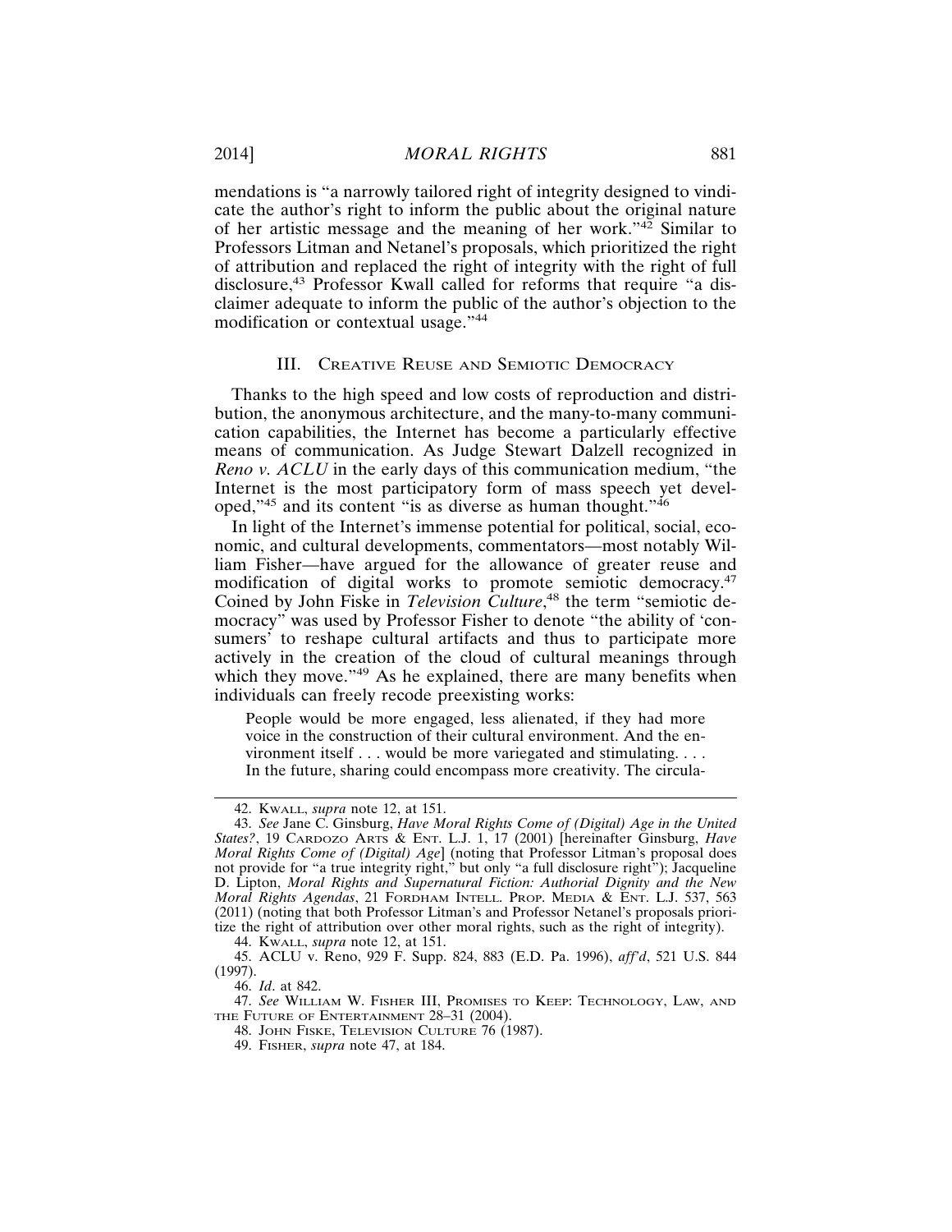mendations is "a narrowly tailored right of integrity designed to vindicate the author's right to inform the public about the original nature of her artistic message and the meaning of her work."[42] Similar to Professors Litman and Netanel's proposals, which prioritized the right of attribution and replaced the right of integrity with the right of full disclosure,[43] Professor Kwall called for reforms that require "a disclaimer adequate to inform the public of the author's objection to the modification or contextual usage."[44]

## III. Creative Reuse and Semiotic Democracy

Thanks to the high speed and low costs of reproduction and distribution, the anonymous architecture, and the many-to-many communication capabilities, the Internet has become a particularly effective means of communication. As Judge Stewart Dalzell recognized in *Reno v. ACLU* in the early days of this communication medium, "the Internet is the most participatory form of mass speech yet developed,"[45] and its content "is as diverse as human thought."[46]

In light of the Internet's immense potential for political, social, economic, and cultural developments, commentators—most notably William Fisher—have argued for the allowance of greater reuse and modification of digital works to promote semiotic democracy.[47] Coined by John Fiske in *Television Culture*,[48] the term "semiotic democracy" was used by Professor Fisher to denote "the ability of 'consumers' to reshape cultural artifacts and thus to participate more actively in the creation of the cloud of cultural meanings through which they move."[49] As he explained, there are many benefits when individuals can freely recode preexisting works:

> People would be more engaged, less alienated, if they had more voice in the construction of their cultural environment. And the environment itself . . . would be more variegated and stimulating. . . . In the future, sharing could encompass more creativity. The circula-

---

42. Kwall, *supra* note 12, at 151.

43. *See* Jane C. Ginsburg, *Have Moral Rights Come of (Digital) Age in the United States?*, 19 Cardozo Arts & Ent. L.J. 1, 17 (2001) [hereinafter Ginsburg, *Have Moral Rights Come of (Digital) Age*] (noting that Professor Litman's proposal does not provide for "a true integrity right," but only "a full disclosure right"); Jacqueline D. Lipton, *Moral Rights and Supernatural Fiction: Authorial Dignity and the New Moral Rights Agendas*, 21 Fordham Intell. Prop. Media & Ent. L.J. 537, 563 (2011) (noting that both Professor Litman's and Professor Netanel's proposals prioritize the right of attribution over other moral rights, such as the right of integrity).

44. Kwall, *supra* note 12, at 151.

45. ACLU v. Reno, 929 F. Supp. 824, 883 (E.D. Pa. 1996), *aff'd*, 521 U.S. 844 (1997).

46. *Id*. at 842.

47. *See* William W. Fisher III, Promises to Keep: Technology, Law, and the Future of Entertainment 28–31 (2004).

48. John Fiske, Television Culture 76 (1987).

49. Fisher, *supra* note 47, at 184.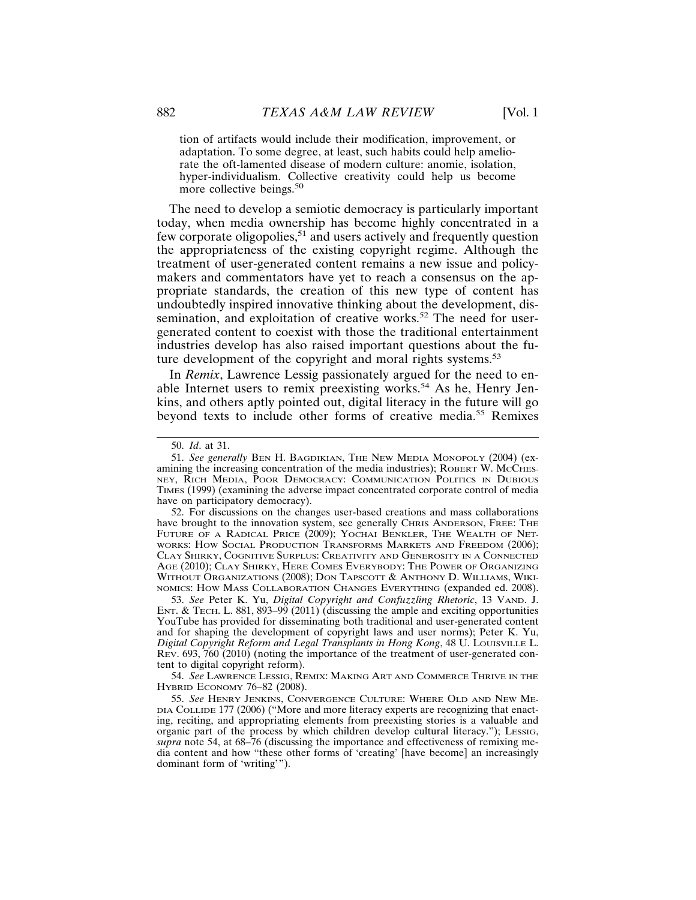tion of artifacts would include their modification, improvement, or adaptation. To some degree, at least, such habits could help ameliorate the oft-lamented disease of modern culture: anomie, isolation, hyper-individualism. Collective creativity could help us become more collective beings.[50]

The need to develop a semiotic democracy is particularly important today, when media ownership has become highly concentrated in a few corporate oligopolies,[51] and users actively and frequently question the appropriateness of the existing copyright regime. Although the treatment of user-generated content remains a new issue and policymakers and commentators have yet to reach a consensus on the appropriate standards, the creation of this new type of content has undoubtedly inspired innovative thinking about the development, dissemination, and exploitation of creative works.[52] The need for user-generated content to coexist with those the traditional entertainment industries develop has also raised important questions about the future development of the copyright and moral rights systems.[53]

In *Remix*, Lawrence Lessig passionately argued for the need to enable Internet users to remix preexisting works.[54] As he, Henry Jenkins, and others aptly pointed out, digital literacy in the future will go beyond texts to include other forms of creative media.[55] Remixes

50. *Id*. at 31.

51. *See generally* BEN H. BAGDIKIAN, THE NEW MEDIA MONOPOLY (2004) (examining the increasing concentration of the media industries); ROBERT W. MCCHESNEY, RICH MEDIA, POOR DEMOCRACY: COMMUNICATION POLITICS IN DUBIOUS TIMES (1999) (examining the adverse impact concentrated corporate control of media have on participatory democracy).

52. For discussions on the changes user-based creations and mass collaborations have brought to the innovation system, see generally CHRIS ANDERSON, FREE: THE FUTURE OF A RADICAL PRICE (2009); YOCHAI BENKLER, THE WEALTH OF NETWORKS: HOW SOCIAL PRODUCTION TRANSFORMS MARKETS AND FREEDOM (2006); CLAY SHIRKY, COGNITIVE SURPLUS: CREATIVITY AND GENEROSITY IN A CONNECTED AGE (2010); CLAY SHIRKY, HERE COMES EVERYBODY: THE POWER OF ORGANIZING WITHOUT ORGANIZATIONS (2008); DON TAPSCOTT & ANTHONY D. WILLIAMS, WIKINOMICS: HOW MASS COLLABORATION CHANGES EVERYTHING (expanded ed. 2008).

53. *See* Peter K. Yu, *Digital Copyright and Confuzzling Rhetoric*, 13 VAND. J. ENT. & TECH. L. 881, 893–99 (2011) (discussing the ample and exciting opportunities YouTube has provided for disseminating both traditional and user-generated content and for shaping the development of copyright laws and user norms); Peter K. Yu, *Digital Copyright Reform and Legal Transplants in Hong Kong*, 48 U. LOUISVILLE L. REV. 693, 760 (2010) (noting the importance of the treatment of user-generated content to digital copyright reform).

54. *See* LAWRENCE LESSIG, REMIX: MAKING ART AND COMMERCE THRIVE IN THE HYBRID ECONOMY 76–82 (2008).

55. *See* HENRY JENKINS, CONVERGENCE CULTURE: WHERE OLD AND NEW MEDIA COLLIDE 177 (2006) ("More and more literacy experts are recognizing that enacting, reciting, and appropriating elements from preexisting stories is a valuable and organic part of the process by which children develop cultural literacy."); LESSIG, *supra* note 54, at 68–76 (discussing the importance and effectiveness of remixing media content and how "these other forms of 'creating' [have become] an increasingly dominant form of 'writing'").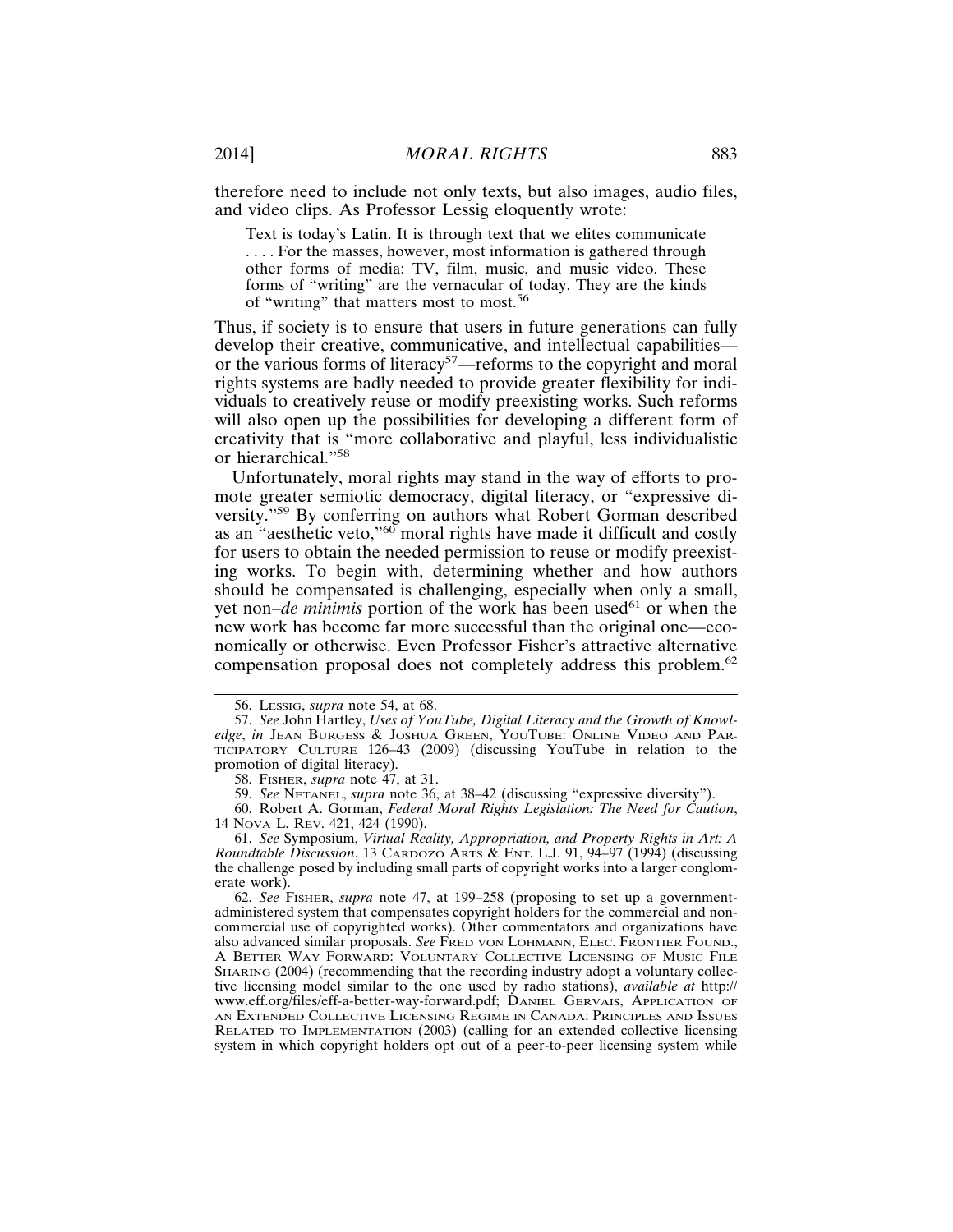therefore need to include not only texts, but also images, audio files, and video clips. As Professor Lessig eloquently wrote:

> Text is today's Latin. It is through text that we elites communicate . . . . For the masses, however, most information is gathered through other forms of media: TV, film, music, and music video. These forms of "writing" are the vernacular of today. They are the kinds of "writing" that matters most to most.[56]

Thus, if society is to ensure that users in future generations can fully develop their creative, communicative, and intellectual capabilities—or the various forms of literacy[57]—reforms to the copyright and moral rights systems are badly needed to provide greater flexibility for individuals to creatively reuse or modify preexisting works. Such reforms will also open up the possibilities for developing a different form of creativity that is "more collaborative and playful, less individualistic or hierarchical."[58]

Unfortunately, moral rights may stand in the way of efforts to promote greater semiotic democracy, digital literacy, or "expressive diversity."[59] By conferring on authors what Robert Gorman described as an "aesthetic veto,"[60] moral rights have made it difficult and costly for users to obtain the needed permission to reuse or modify preexisting works. To begin with, determining whether and how authors should be compensated is challenging, especially when only a small, yet non–*de minimis* portion of the work has been used[61] or when the new work has become far more successful than the original one—economically or otherwise. Even Professor Fisher's attractive alternative compensation proposal does not completely address this problem.[62]

---

56. Lessig, *supra* note 54, at 68.

57. *See* John Hartley, *Uses of YouTube, Digital Literacy and the Growth of Knowledge*, *in* Jean Burgess & Joshua Green, YouTube: Online Video and Participatory Culture 126–43 (2009) (discussing YouTube in relation to the promotion of digital literacy).

58. Fisher, *supra* note 47, at 31.

59. *See* Netanel, *supra* note 36, at 38–42 (discussing "expressive diversity").

60. Robert A. Gorman, *Federal Moral Rights Legislation: The Need for Caution*, 14 Nova L. Rev. 421, 424 (1990).

61. *See* Symposium, *Virtual Reality, Appropriation, and Property Rights in Art: A Roundtable Discussion*, 13 Cardozo Arts & Ent. L.J. 91, 94–97 (1994) (discussing the challenge posed by including small parts of copyright works into a larger conglomerate work).

62. *See* Fisher, *supra* note 47, at 199–258 (proposing to set up a government-administered system that compensates copyright holders for the commercial and non-commercial use of copyrighted works). Other commentators and organizations have also advanced similar proposals. *See* Fred von Lohmann, Elec. Frontier Found., A Better Way Forward: Voluntary Collective Licensing of Music File Sharing (2004) (recommending that the recording industry adopt a voluntary collective licensing model similar to the one used by radio stations), *available at* http://www.eff.org/files/eff-a-better-way-forward.pdf; Daniel Gervais, Application of an Extended Collective Licensing Regime in Canada: Principles and Issues Related to Implementation (2003) (calling for an extended collective licensing system in which copyright holders opt out of a peer-to-peer licensing system while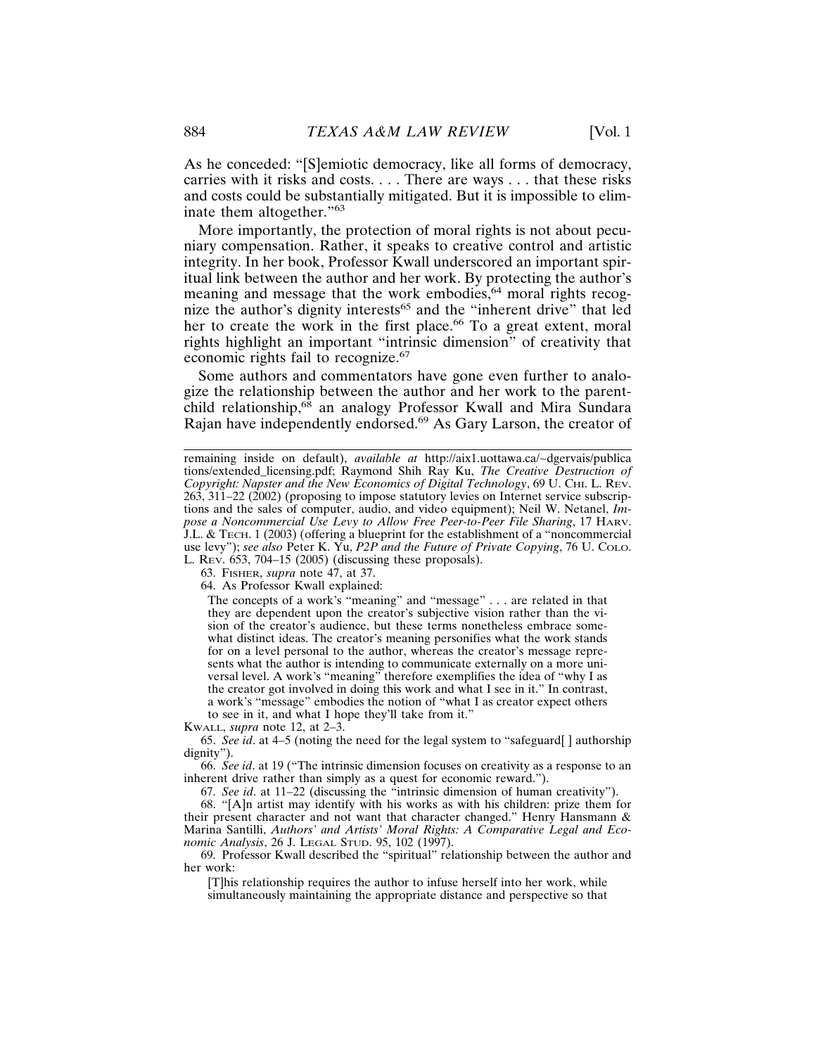As he conceded: "[S]emiotic democracy, like all forms of democracy, carries with it risks and costs. . . . There are ways . . . that these risks and costs could be substantially mitigated. But it is impossible to eliminate them altogether."[63]

More importantly, the protection of moral rights is not about pecuniary compensation. Rather, it speaks to creative control and artistic integrity. In her book, Professor Kwall underscored an important spiritual link between the author and her work. By protecting the author's meaning and message that the work embodies,[64] moral rights recognize the author's dignity interests[65] and the "inherent drive" that led her to create the work in the first place.[66] To a great extent, moral rights highlight an important "intrinsic dimension" of creativity that economic rights fail to recognize.[67]

Some authors and commentators have gone even further to analogize the relationship between the author and her work to the parent-child relationship,[68] an analogy Professor Kwall and Mira Sundara Rajan have independently endorsed.[69] As Gary Larson, the creator of

---

remaining inside on default), *available at* http://aix1.uottawa.ca/~dgervais/publications/extended_licensing.pdf; Raymond Shih Ray Ku, *The Creative Destruction of Copyright: Napster and the New Economics of Digital Technology*, 69 U. CHI. L. REV. 263, 311–22 (2002) (proposing to impose statutory levies on Internet service subscriptions and the sales of computer, audio, and video equipment); Neil W. Netanel, *Impose a Noncommercial Use Levy to Allow Free Peer-to-Peer File Sharing*, 17 HARV. J.L. & TECH. 1 (2003) (offering a blueprint for the establishment of a "noncommercial use levy"); *see also* Peter K. Yu, *P2P and the Future of Private Copying*, 76 U. COLO. L. REV. 653, 704–15 (2005) (discussing these proposals).

63. FISHER, *supra* note 47, at 37.

64. As Professor Kwall explained:

> The concepts of a work's "meaning" and "message" . . . are related in that they are dependent upon the creator's subjective vision rather than the vision of the creator's audience, but these terms nonetheless embrace somewhat distinct ideas. The creator's meaning personifies what the work stands for on a level personal to the author, whereas the creator's message represents what the author is intending to communicate externally on a more universal level. A work's "meaning" therefore exemplifies the idea of "why I as the creator got involved in doing this work and what I see in it." In contrast, a work's "message" embodies the notion of "what I as creator expect others to see in it, and what I hope they'll take from it."

KWALL, *supra* note 12, at 2–3.

65. *See id*. at 4–5 (noting the need for the legal system to "safeguard[ ] authorship dignity").

66. *See id*. at 19 ("The intrinsic dimension focuses on creativity as a response to an inherent drive rather than simply as a quest for economic reward.").

67. *See id*. at 11–22 (discussing the "intrinsic dimension of human creativity").

68. "[A]n artist may identify with his works as with his children: prize them for their present character and not want that character changed." Henry Hansmann & Marina Santilli, *Authors' and Artists' Moral Rights: A Comparative Legal and Economic Analysis*, 26 J. LEGAL STUD. 95, 102 (1997).

69. Professor Kwall described the "spiritual" relationship between the author and her work:

> [T]his relationship requires the author to infuse herself into her work, while simultaneously maintaining the appropriate distance and perspective so that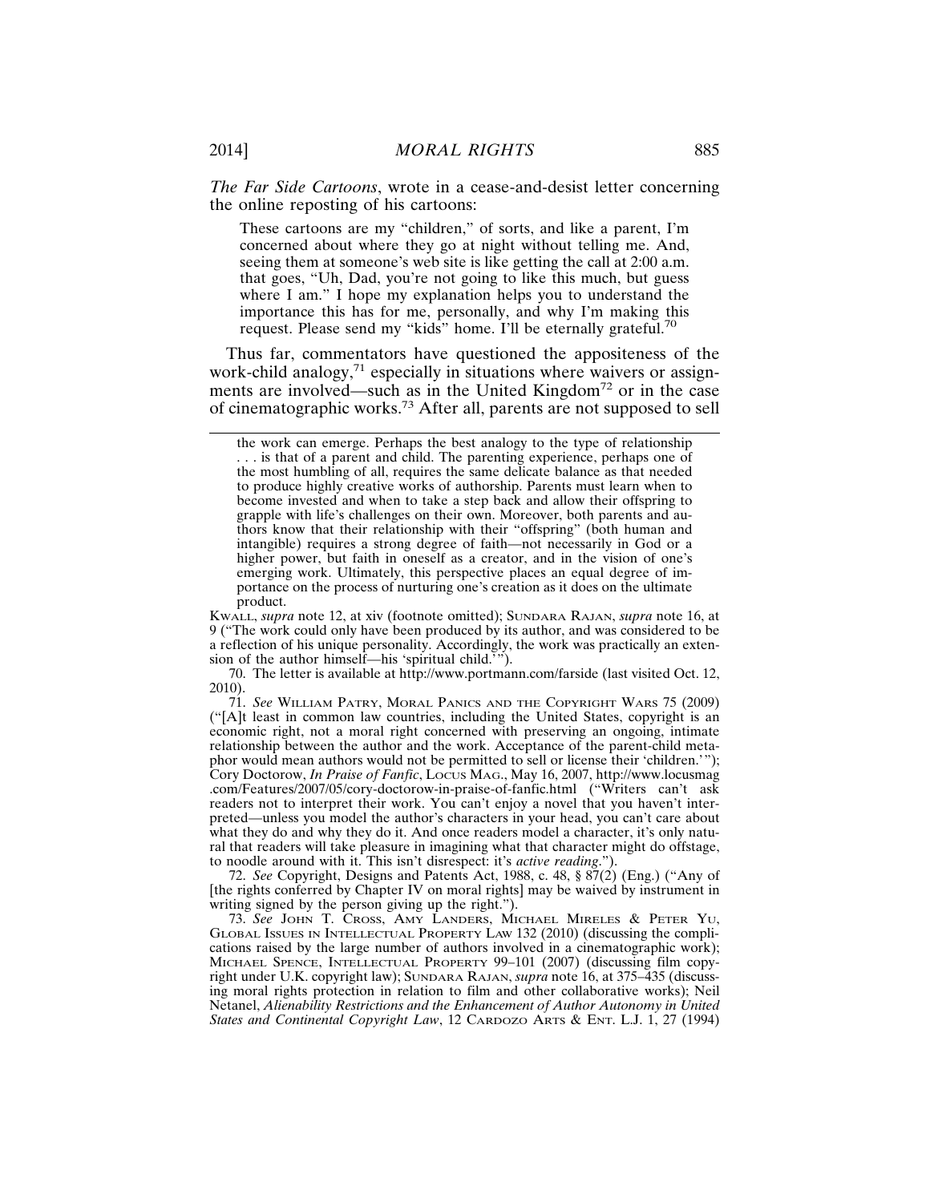*The Far Side Cartoons*, wrote in a cease-and-desist letter concerning the online reposting of his cartoons:

> These cartoons are my "children," of sorts, and like a parent, I'm concerned about where they go at night without telling me. And, seeing them at someone's web site is like getting the call at 2:00 a.m. that goes, "Uh, Dad, you're not going to like this much, but guess where I am." I hope my explanation helps you to understand the importance this has for me, personally, and why I'm making this request. Please send my "kids" home. I'll be eternally grateful.[70]

Thus far, commentators have questioned the appositeness of the work-child analogy,[71] especially in situations where waivers or assignments are involved—such as in the United Kingdom[72] or in the case of cinematographic works.[73] After all, parents are not supposed to sell

---

> the work can emerge. Perhaps the best analogy to the type of relationship . . . is that of a parent and child. The parenting experience, perhaps one of the most humbling of all, requires the same delicate balance as that needed to produce highly creative works of authorship. Parents must learn when to become invested and when to take a step back and allow their offspring to grapple with life's challenges on their own. Moreover, both parents and authors know that their relationship with their "offspring" (both human and intangible) requires a strong degree of faith—not necessarily in God or a higher power, but faith in oneself as a creator, and in the vision of one's emerging work. Ultimately, this perspective places an equal degree of importance on the process of nurturing one's creation as it does on the ultimate product.

KWALL, *supra* note 12, at xiv (footnote omitted); SUNDARA RAJAN, *supra* note 16, at 9 ("The work could only have been produced by its author, and was considered to be a reflection of his unique personality. Accordingly, the work was practically an extension of the author himself—his 'spiritual child.'").

70. The letter is available at http://www.portmann.com/farside (last visited Oct. 12, 2010).

71. *See* WILLIAM PATRY, MORAL PANICS AND THE COPYRIGHT WARS 75 (2009) ("[A]t least in common law countries, including the United States, copyright is an economic right, not a moral right concerned with preserving an ongoing, intimate relationship between the author and the work. Acceptance of the parent-child metaphor would mean authors would not be permitted to sell or license their 'children.'"); Cory Doctorow, *In Praise of Fanfic*, LOCUS MAG., May 16, 2007, http://www.locusmag.com/Features/2007/05/cory-doctorow-in-praise-of-fanfic.html ("Writers can't ask readers not to interpret their work. You can't enjoy a novel that you haven't interpreted—unless you model the author's characters in your head, you can't care about what they do and why they do it. And once readers model a character, it's only natural that readers will take pleasure in imagining what that character might do offstage, to noodle around with it. This isn't disrespect: it's *active reading*.").

72. *See* Copyright, Designs and Patents Act, 1988, c. 48, § 87(2) (Eng.) ("Any of [the rights conferred by Chapter IV on moral rights] may be waived by instrument in writing signed by the person giving up the right.").

73. *See* JOHN T. CROSS, AMY LANDERS, MICHAEL MIRELES & PETER YU, GLOBAL ISSUES IN INTELLECTUAL PROPERTY LAW 132 (2010) (discussing the complications raised by the large number of authors involved in a cinematographic work); MICHAEL SPENCE, INTELLECTUAL PROPERTY 99–101 (2007) (discussing film copyright under U.K. copyright law); SUNDARA RAJAN, *supra* note 16, at 375–435 (discussing moral rights protection in relation to film and other collaborative works); Neil Netanel, *Alienability Restrictions and the Enhancement of Author Autonomy in United States and Continental Copyright Law*, 12 CARDOZO ARTS & ENT. L.J. 1, 27 (1994)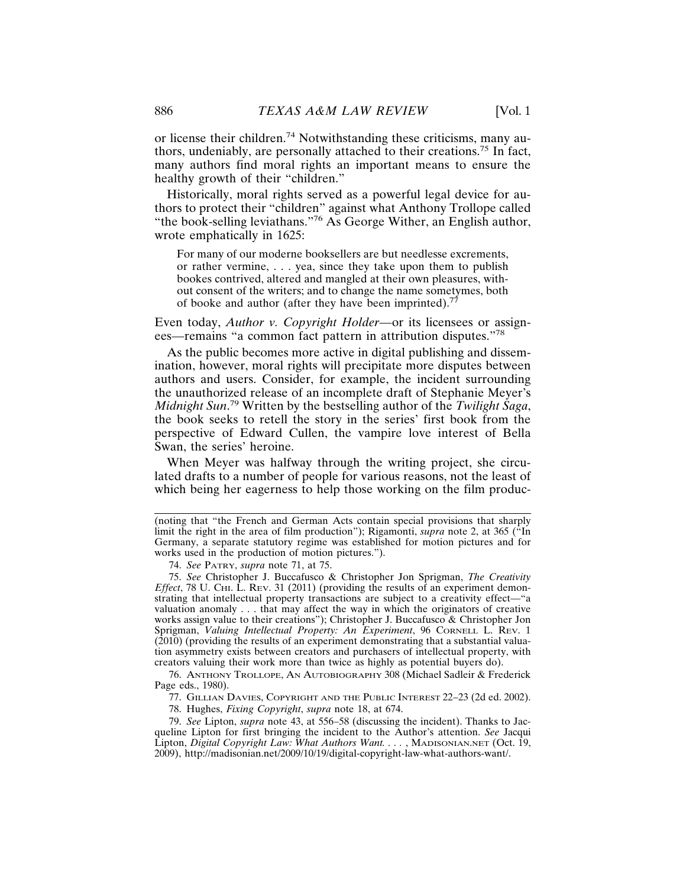or license their children.[74] Notwithstanding these criticisms, many authors, undeniably, are personally attached to their creations.[75] In fact, many authors find moral rights an important means to ensure the healthy growth of their "children."

Historically, moral rights served as a powerful legal device for authors to protect their "children" against what Anthony Trollope called "the book-selling leviathans."[76] As George Wither, an English author, wrote emphatically in 1625:

> For many of our moderne booksellers are but needlesse excrements, or rather vermine, . . . yea, since they take upon them to publish bookes contrived, altered and mangled at their own pleasures, without consent of the writers; and to change the name sometymes, both of booke and author (after they have been imprinted).[77]

Even today, *Author v. Copyright Holder*—or its licensees or assignees—remains "a common fact pattern in attribution disputes."[78]

As the public becomes more active in digital publishing and dissemination, however, moral rights will precipitate more disputes between authors and users. Consider, for example, the incident surrounding the unauthorized release of an incomplete draft of Stephanie Meyer's *Midnight Sun*.[79] Written by the bestselling author of the *Twilight Saga*, the book seeks to retell the story in the series' first book from the perspective of Edward Cullen, the vampire love interest of Bella Swan, the series' heroine.

When Meyer was halfway through the writing project, she circulated drafts to a number of people for various reasons, not the least of which being her eagerness to help those working on the film produc-

---

(noting that "the French and German Acts contain special provisions that sharply limit the right in the area of film production"); Rigamonti, *supra* note 2, at 365 ("In Germany, a separate statutory regime was established for motion pictures and for works used in the production of motion pictures.").

74. *See* PATRY, *supra* note 71, at 75.

75. *See* Christopher J. Buccafusco & Christopher Jon Sprigman, *The Creativity Effect*, 78 U. CHI. L. REV. 31 (2011) (providing the results of an experiment demonstrating that intellectual property transactions are subject to a creativity effect—"a valuation anomaly . . . that may affect the way in which the originators of creative works assign value to their creations"); Christopher J. Buccafusco & Christopher Jon Sprigman, *Valuing Intellectual Property: An Experiment*, 96 CORNELL L. REV. 1 (2010) (providing the results of an experiment demonstrating that a substantial valuation asymmetry exists between creators and purchasers of intellectual property, with creators valuing their work more than twice as highly as potential buyers do).

76. ANTHONY TROLLOPE, AN AUTOBIOGRAPHY 308 (Michael Sadleir & Frederick Page eds., 1980).

77. GILLIAN DAVIES, COPYRIGHT AND THE PUBLIC INTEREST 22–23 (2d ed. 2002).

78. Hughes, *Fixing Copyright*, *supra* note 18, at 674.

79. *See* Lipton, *supra* note 43, at 556–58 (discussing the incident). Thanks to Jacqueline Lipton for first bringing the incident to the Author's attention. *See* Jacqui Lipton, *Digital Copyright Law: What Authors Want. . . .*, MADISONIAN.NET (Oct. 19, 2009), http://madisonian.net/2009/10/19/digital-copyright-law-what-authors-want/.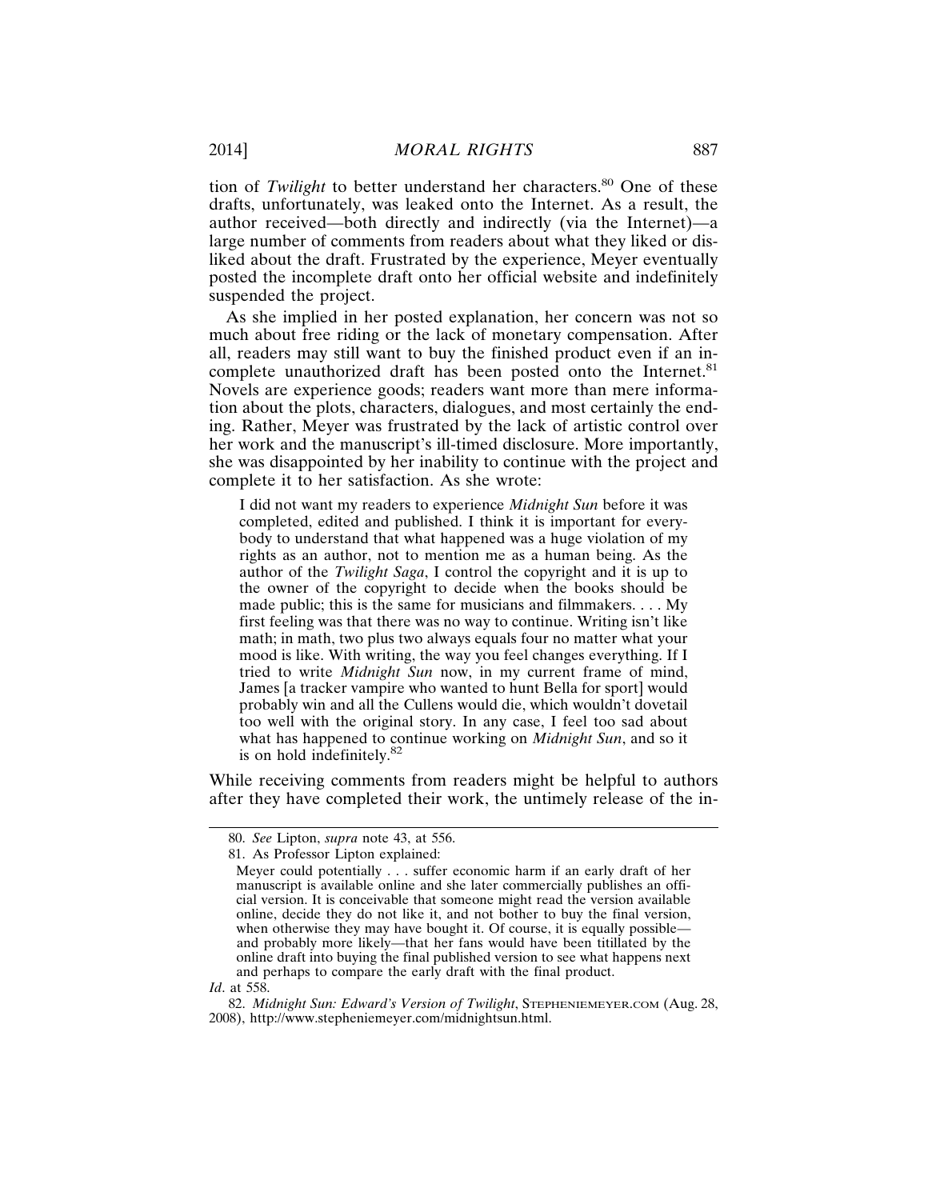tion of *Twilight* to better understand her characters.[80] One of these drafts, unfortunately, was leaked onto the Internet. As a result, the author received—both directly and indirectly (via the Internet)—a large number of comments from readers about what they liked or disliked about the draft. Frustrated by the experience, Meyer eventually posted the incomplete draft onto her official website and indefinitely suspended the project.

As she implied in her posted explanation, her concern was not so much about free riding or the lack of monetary compensation. After all, readers may still want to buy the finished product even if an incomplete unauthorized draft has been posted onto the Internet.[81] Novels are experience goods; readers want more than mere information about the plots, characters, dialogues, and most certainly the ending. Rather, Meyer was frustrated by the lack of artistic control over her work and the manuscript's ill-timed disclosure. More importantly, she was disappointed by her inability to continue with the project and complete it to her satisfaction. As she wrote:

> I did not want my readers to experience *Midnight Sun* before it was completed, edited and published. I think it is important for everybody to understand that what happened was a huge violation of my rights as an author, not to mention me as a human being. As the author of the *Twilight Saga*, I control the copyright and it is up to the owner of the copyright to decide when the books should be made public; this is the same for musicians and filmmakers. . . . My first feeling was that there was no way to continue. Writing isn't like math; in math, two plus two always equals four no matter what your mood is like. With writing, the way you feel changes everything. If I tried to write *Midnight Sun* now, in my current frame of mind, James [a tracker vampire who wanted to hunt Bella for sport] would probably win and all the Cullens would die, which wouldn't dovetail too well with the original story. In any case, I feel too sad about what has happened to continue working on *Midnight Sun*, and so it is on hold indefinitely.[82]

While receiving comments from readers might be helpful to authors after they have completed their work, the untimely release of the in-

---

80. *See* Lipton, *supra* note 43, at 556.

81. As Professor Lipton explained:

> Meyer could potentially . . . suffer economic harm if an early draft of her manuscript is available online and she later commercially publishes an official version. It is conceivable that someone might read the version available online, decide they do not like it, and not bother to buy the final version, when otherwise they may have bought it. Of course, it is equally possible—and probably more likely—that her fans would have been titillated by the online draft into buying the final published version to see what happens next and perhaps to compare the early draft with the final product.

*Id*. at 558.

82. *Midnight Sun: Edward's Version of Twilight*, STEPHENIEMEYER.COM (Aug. 28, 2008), http://www.stepheniemeyer.com/midnightsun.html.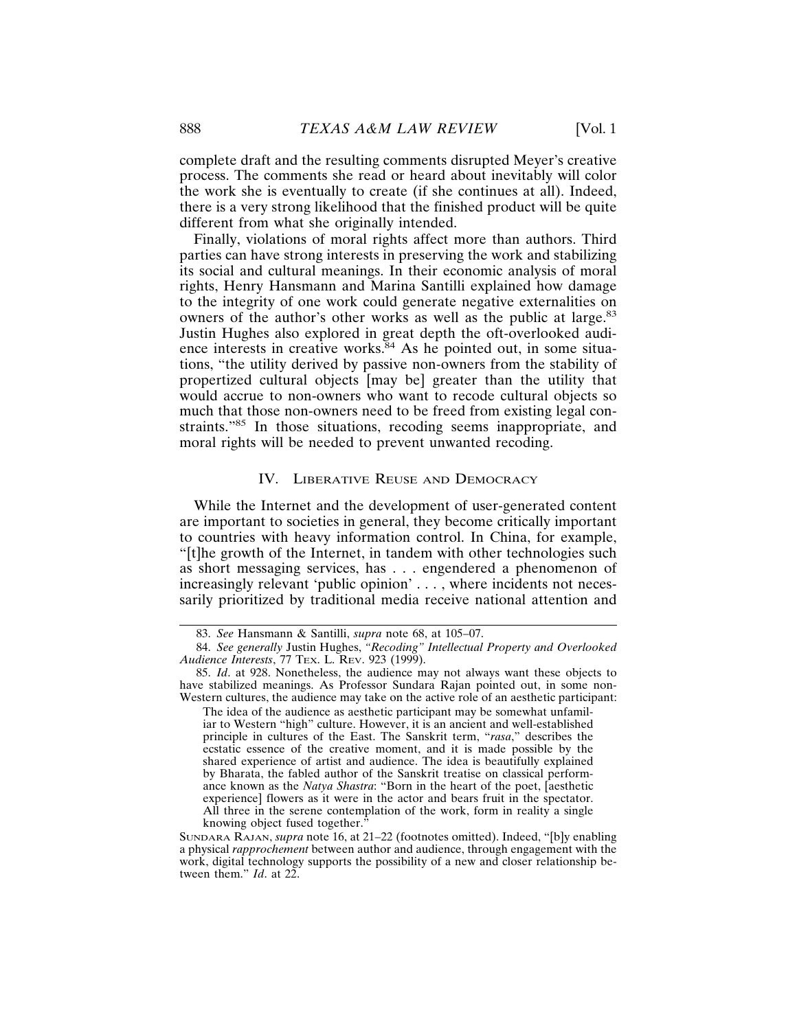complete draft and the resulting comments disrupted Meyer's creative process. The comments she read or heard about inevitably will color the work she is eventually to create (if she continues at all). Indeed, there is a very strong likelihood that the finished product will be quite different from what she originally intended.

Finally, violations of moral rights affect more than authors. Third parties can have strong interests in preserving the work and stabilizing its social and cultural meanings. In their economic analysis of moral rights, Henry Hansmann and Marina Santilli explained how damage to the integrity of one work could generate negative externalities on owners of the author's other works as well as the public at large.[83] Justin Hughes also explored in great depth the oft-overlooked audience interests in creative works.[84] As he pointed out, in some situations, "the utility derived by passive non-owners from the stability of propertized cultural objects [may be] greater than the utility that would accrue to non-owners who want to recode cultural objects so much that those non-owners need to be freed from existing legal constraints."[85] In those situations, recoding seems inappropriate, and moral rights will be needed to prevent unwanted recoding.

## IV. Liberative Reuse and Democracy

While the Internet and the development of user-generated content are important to societies in general, they become critically important to countries with heavy information control. In China, for example, "[t]he growth of the Internet, in tandem with other technologies such as short messaging services, has . . . engendered a phenomenon of increasingly relevant 'public opinion' . . . , where incidents not necessarily prioritized by traditional media receive national attention and

---

83. *See* Hansmann & Santilli, *supra* note 68, at 105–07.

84. *See generally* Justin Hughes, *"Recoding" Intellectual Property and Overlooked Audience Interests*, 77 Tex. L. Rev. 923 (1999).

85. *Id*. at 928. Nonetheless, the audience may not always want these objects to have stabilized meanings. As Professor Sundara Rajan pointed out, in some non-Western cultures, the audience may take on the active role of an aesthetic participant:

> The idea of the audience as aesthetic participant may be somewhat unfamiliar to Western "high" culture. However, it is an ancient and well-established principle in cultures of the East. The Sanskrit term, "*rasa*," describes the ecstatic essence of the creative moment, and it is made possible by the shared experience of artist and audience. The idea is beautifully explained by Bharata, the fabled author of the Sanskrit treatise on classical performance known as the *Natya Shastra*: "Born in the heart of the poet, [aesthetic experience] flowers as it were in the actor and bears fruit in the spectator. All three in the serene contemplation of the work, form in reality a single knowing object fused together."

Sundara Rajan, *supra* note 16, at 21–22 (footnotes omitted). Indeed, "[b]y enabling a physical *rapprochement* between author and audience, through engagement with the work, digital technology supports the possibility of a new and closer relationship between them." *Id*. at 22.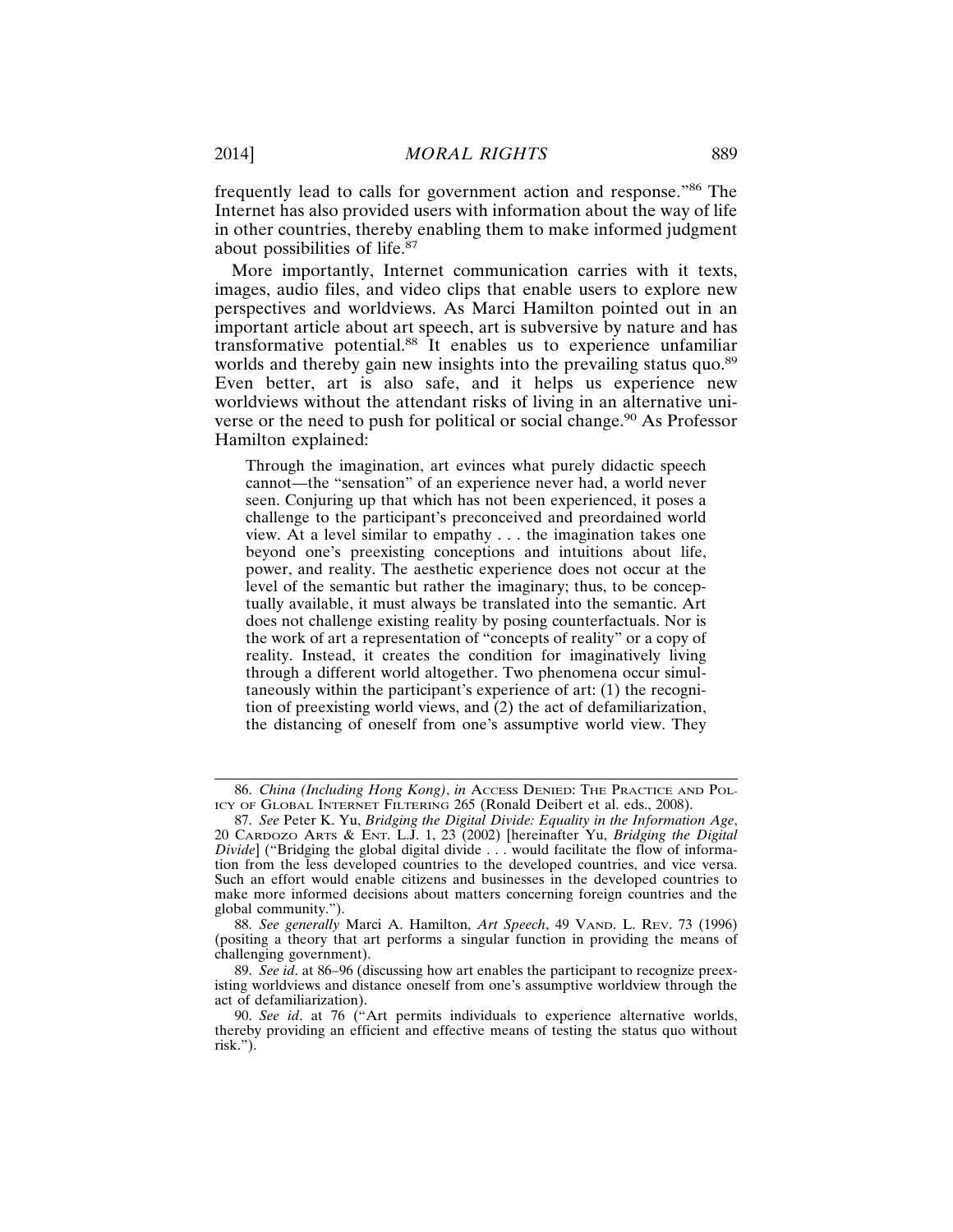frequently lead to calls for government action and response."[86] The Internet has also provided users with information about the way of life in other countries, thereby enabling them to make informed judgment about possibilities of life.[87]

More importantly, Internet communication carries with it texts, images, audio files, and video clips that enable users to explore new perspectives and worldviews. As Marci Hamilton pointed out in an important article about art speech, art is subversive by nature and has transformative potential.[88] It enables us to experience unfamiliar worlds and thereby gain new insights into the prevailing status quo.[89] Even better, art is also safe, and it helps us experience new worldviews without the attendant risks of living in an alternative universe or the need to push for political or social change.[90] As Professor Hamilton explained:

> Through the imagination, art evinces what purely didactic speech cannot—the "sensation" of an experience never had, a world never seen. Conjuring up that which has not been experienced, it poses a challenge to the participant's preconceived and preordained world view. At a level similar to empathy . . . the imagination takes one beyond one's preexisting conceptions and intuitions about life, power, and reality. The aesthetic experience does not occur at the level of the semantic but rather the imaginary; thus, to be conceptually available, it must always be translated into the semantic. Art does not challenge existing reality by posing counterfactuals. Nor is the work of art a representation of "concepts of reality" or a copy of reality. Instead, it creates the condition for imaginatively living through a different world altogether. Two phenomena occur simultaneously within the participant's experience of art: (1) the recognition of preexisting world views, and (2) the act of defamiliarization, the distancing of oneself from one's assumptive world view. They

---

86. *China (Including Hong Kong)*, *in* ACCESS DENIED: THE PRACTICE AND POLICY OF GLOBAL INTERNET FILTERING 265 (Ronald Deibert et al. eds., 2008).

87. *See* Peter K. Yu, *Bridging the Digital Divide: Equality in the Information Age*, 20 CARDOZO ARTS & ENT. L.J. 1, 23 (2002) [hereinafter Yu, *Bridging the Digital Divide*] ("Bridging the global digital divide . . . would facilitate the flow of information from the less developed countries to the developed countries, and vice versa. Such an effort would enable citizens and businesses in the developed countries to make more informed decisions about matters concerning foreign countries and the global community.").

88. *See generally* Marci A. Hamilton, *Art Speech*, 49 VAND. L. REV. 73 (1996) (positing a theory that art performs a singular function in providing the means of challenging government).

89. *See id*. at 86–96 (discussing how art enables the participant to recognize preexisting worldviews and distance oneself from one's assumptive worldview through the act of defamiliarization).

90. *See id*. at 76 ("Art permits individuals to experience alternative worlds, thereby providing an efficient and effective means of testing the status quo without risk.").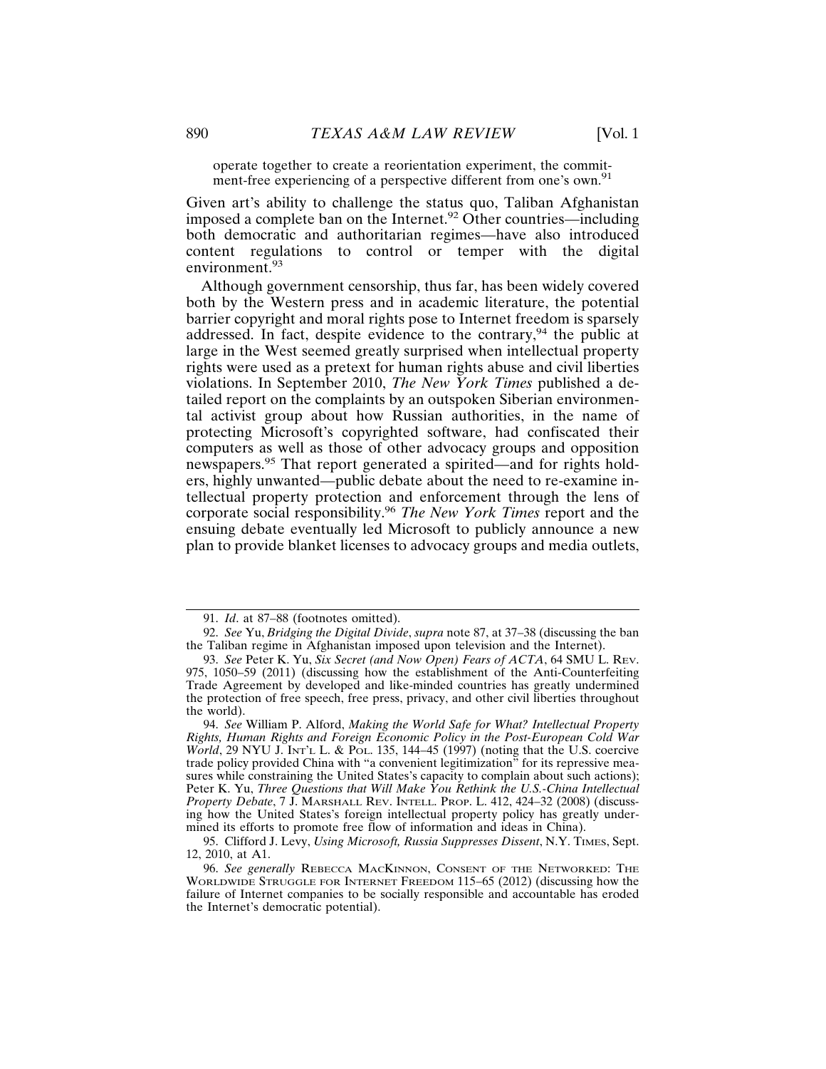operate together to create a reorientation experiment, the commitment-free experiencing of a perspective different from one's own.[91]

Given art's ability to challenge the status quo, Taliban Afghanistan imposed a complete ban on the Internet.[92] Other countries—including both democratic and authoritarian regimes—have also introduced content regulations to control or temper with the digital environment.[93]

Although government censorship, thus far, has been widely covered both by the Western press and in academic literature, the potential barrier copyright and moral rights pose to Internet freedom is sparsely addressed. In fact, despite evidence to the contrary,[94] the public at large in the West seemed greatly surprised when intellectual property rights were used as a pretext for human rights abuse and civil liberties violations. In September 2010, *The New York Times* published a detailed report on the complaints by an outspoken Siberian environmental activist group about how Russian authorities, in the name of protecting Microsoft's copyrighted software, had confiscated their computers as well as those of other advocacy groups and opposition newspapers.[95] That report generated a spirited—and for rights holders, highly unwanted—public debate about the need to re-examine intellectual property protection and enforcement through the lens of corporate social responsibility.[96] *The New York Times* report and the ensuing debate eventually led Microsoft to publicly announce a new plan to provide blanket licenses to advocacy groups and media outlets,

---

91. *Id*. at 87–88 (footnotes omitted).

92. *See* Yu, *Bridging the Digital Divide*, *supra* note 87, at 37–38 (discussing the ban the Taliban regime in Afghanistan imposed upon television and the Internet).

93. *See* Peter K. Yu, *Six Secret (and Now Open) Fears of ACTA*, 64 SMU L. REV. 975, 1050–59 (2011) (discussing how the establishment of the Anti-Counterfeiting Trade Agreement by developed and like-minded countries has greatly undermined the protection of free speech, free press, privacy, and other civil liberties throughout the world).

94. *See* William P. Alford, *Making the World Safe for What? Intellectual Property Rights, Human Rights and Foreign Economic Policy in the Post-European Cold War World*, 29 NYU J. INT'L L. & POL. 135, 144–45 (1997) (noting that the U.S. coercive trade policy provided China with "a convenient legitimization" for its repressive measures while constraining the United States's capacity to complain about such actions); Peter K. Yu, *Three Questions that Will Make You Rethink the U.S.-China Intellectual Property Debate*, 7 J. MARSHALL REV. INTELL. PROP. L. 412, 424–32 (2008) (discussing how the United States's foreign intellectual property policy has greatly undermined its efforts to promote free flow of information and ideas in China).

95. Clifford J. Levy, *Using Microsoft, Russia Suppresses Dissent*, N.Y. TIMES, Sept. 12, 2010, at A1.

96. *See generally* REBECCA MACKINNON, CONSENT OF THE NETWORKED: THE WORLDWIDE STRUGGLE FOR INTERNET FREEDOM 115–65 (2012) (discussing how the failure of Internet companies to be socially responsible and accountable has eroded the Internet's democratic potential).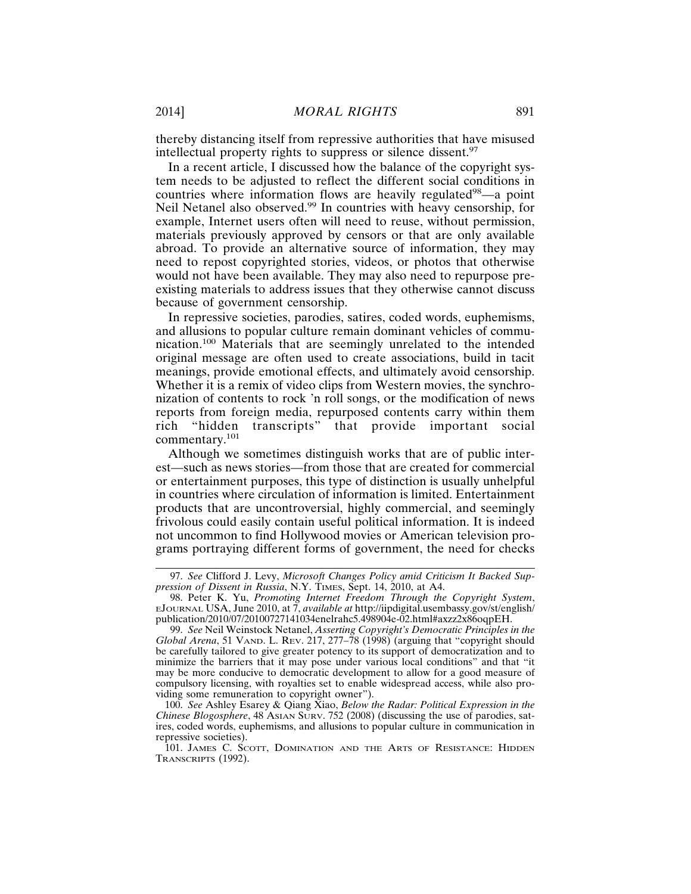thereby distancing itself from repressive authorities that have misused intellectual property rights to suppress or silence dissent.[97]

In a recent article, I discussed how the balance of the copyright system needs to be adjusted to reflect the different social conditions in countries where information flows are heavily regulated[98]—a point Neil Netanel also observed.[99] In countries with heavy censorship, for example, Internet users often will need to reuse, without permission, materials previously approved by censors or that are only available abroad. To provide an alternative source of information, they may need to repost copyrighted stories, videos, or photos that otherwise would not have been available. They may also need to repurpose preexisting materials to address issues that they otherwise cannot discuss because of government censorship.

In repressive societies, parodies, satires, coded words, euphemisms, and allusions to popular culture remain dominant vehicles of communication.[100] Materials that are seemingly unrelated to the intended original message are often used to create associations, build in tacit meanings, provide emotional effects, and ultimately avoid censorship. Whether it is a remix of video clips from Western movies, the synchronization of contents to rock 'n roll songs, or the modification of news reports from foreign media, repurposed contents carry within them rich "hidden transcripts" that provide important social commentary.[101]

Although we sometimes distinguish works that are of public interest—such as news stories—from those that are created for commercial or entertainment purposes, this type of distinction is usually unhelpful in countries where circulation of information is limited. Entertainment products that are uncontroversial, highly commercial, and seemingly frivolous could easily contain useful political information. It is indeed not uncommon to find Hollywood movies or American television programs portraying different forms of government, the need for checks

---

97. *See* Clifford J. Levy, *Microsoft Changes Policy amid Criticism It Backed Suppression of Dissent in Russia*, N.Y. TIMES, Sept. 14, 2010, at A4.

98. Peter K. Yu, *Promoting Internet Freedom Through the Copyright System*, EJOURNAL USA, June 2010, at 7, *available at* http://iipdigital.usembassy.gov/st/english/publication/2010/07/20100727141034enelrahc5.498904e-02.html#axzz2x86oqpEH.

99. *See* Neil Weinstock Netanel, *Asserting Copyright's Democratic Principles in the Global Arena*, 51 VAND. L. REV. 217, 277–78 (1998) (arguing that "copyright should be carefully tailored to give greater potency to its support of democratization and to minimize the barriers that it may pose under various local conditions" and that "it may be more conducive to democratic development to allow for a good measure of compulsory licensing, with royalties set to enable widespread access, while also providing some remuneration to copyright owner").

100. *See* Ashley Esarey & Qiang Xiao, *Below the Radar: Political Expression in the Chinese Blogosphere*, 48 ASIAN SURV. 752 (2008) (discussing the use of parodies, satires, coded words, euphemisms, and allusions to popular culture in communication in repressive societies).

101. JAMES C. SCOTT, DOMINATION AND THE ARTS OF RESISTANCE: HIDDEN TRANSCRIPTS (1992).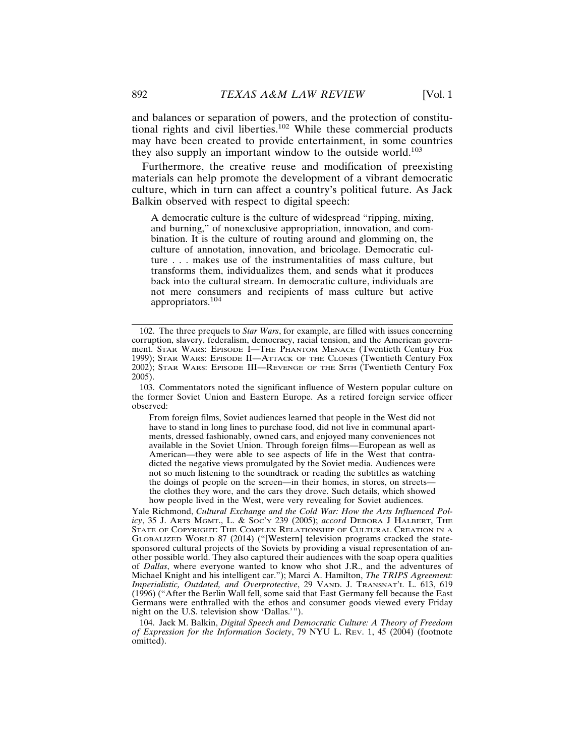and balances or separation of powers, and the protection of constitutional rights and civil liberties.[102] While these commercial products may have been created to provide entertainment, in some countries they also supply an important window to the outside world.[103]

Furthermore, the creative reuse and modification of preexisting materials can help promote the development of a vibrant democratic culture, which in turn can affect a country's political future. As Jack Balkin observed with respect to digital speech:

> A democratic culture is the culture of widespread "ripping, mixing, and burning," of nonexclusive appropriation, innovation, and combination. It is the culture of routing around and glomming on, the culture of annotation, innovation, and bricolage. Democratic culture . . . makes use of the instrumentalities of mass culture, but transforms them, individualizes them, and sends what it produces back into the cultural stream. In democratic culture, individuals are not mere consumers and recipients of mass culture but active appropriators.[104]

---

102. The three prequels to *Star Wars*, for example, are filled with issues concerning corruption, slavery, federalism, democracy, racial tension, and the American government. STAR WARS: EPISODE I—THE PHANTOM MENACE (Twentieth Century Fox 1999); STAR WARS: EPISODE II—ATTACK OF THE CLONES (Twentieth Century Fox 2002); STAR WARS: EPISODE III—REVENGE OF THE SITH (Twentieth Century Fox 2005).

103. Commentators noted the significant influence of Western popular culture on the former Soviet Union and Eastern Europe. As a retired foreign service officer observed:

> From foreign films, Soviet audiences learned that people in the West did not have to stand in long lines to purchase food, did not live in communal apartments, dressed fashionably, owned cars, and enjoyed many conveniences not available in the Soviet Union. Through foreign films—European as well as American—they were able to see aspects of life in the West that contradicted the negative views promulgated by the Soviet media. Audiences were not so much listening to the soundtrack or reading the subtitles as watching the doings of people on the screen—in their homes, in stores, on streets—the clothes they wore, and the cars they drove. Such details, which showed how people lived in the West, were very revealing for Soviet audiences.

Yale Richmond, *Cultural Exchange and the Cold War: How the Arts Influenced Policy*, 35 J. ARTS MGMT., L. & SOC'Y 239 (2005); *accord* DEBORA J HALBERT, THE STATE OF COPYRIGHT: THE COMPLEX RELATIONSHIP OF CULTURAL CREATION IN A GLOBALIZED WORLD 87 (2014) ("[Western] television programs cracked the state-sponsored cultural projects of the Soviets by providing a visual representation of another possible world. They also captured their audiences with the soap opera qualities of *Dallas*, where everyone wanted to know who shot J.R., and the adventures of Michael Knight and his intelligent car."); Marci A. Hamilton, *The TRIPS Agreement: Imperialistic, Outdated, and Overprotective*, 29 VAND. J. TRANSNAT'L L. 613, 619 (1996) ("After the Berlin Wall fell, some said that East Germany fell because the East Germans were enthralled with the ethos and consumer goods viewed every Friday night on the U.S. television show 'Dallas.'").

104. Jack M. Balkin, *Digital Speech and Democratic Culture: A Theory of Freedom of Expression for the Information Society*, 79 NYU L. REV. 1, 45 (2004) (footnote omitted).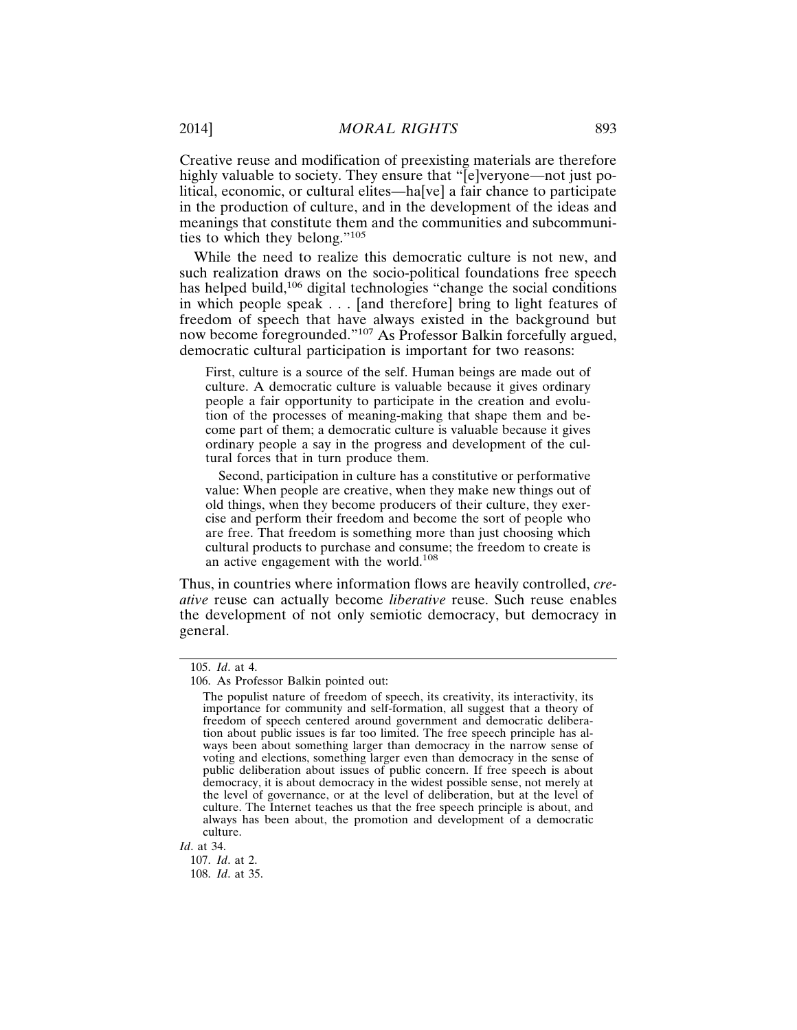Creative reuse and modification of preexisting materials are therefore highly valuable to society. They ensure that "[e]veryone—not just political, economic, or cultural elites—ha[ve] a fair chance to participate in the production of culture, and in the development of the ideas and meanings that constitute them and the communities and subcommunities to which they belong."[105]

While the need to realize this democratic culture is not new, and such realization draws on the socio-political foundations free speech has helped build,[106] digital technologies "change the social conditions in which people speak . . . [and therefore] bring to light features of freedom of speech that have always existed in the background but now become foregrounded."[107] As Professor Balkin forcefully argued, democratic cultural participation is important for two reasons:

> First, culture is a source of the self. Human beings are made out of culture. A democratic culture is valuable because it gives ordinary people a fair opportunity to participate in the creation and evolution of the processes of meaning-making that shape them and become part of them; a democratic culture is valuable because it gives ordinary people a say in the progress and development of the cultural forces that in turn produce them.
>
> Second, participation in culture has a constitutive or performative value: When people are creative, when they make new things out of old things, when they become producers of their culture, they exercise and perform their freedom and become the sort of people who are free. That freedom is something more than just choosing which cultural products to purchase and consume; the freedom to create is an active engagement with the world.[108]

Thus, in countries where information flows are heavily controlled, *creative* reuse can actually become *liberative* reuse. Such reuse enables the development of not only semiotic democracy, but democracy in general.

---

105. *Id*. at 4.

106. As Professor Balkin pointed out:

> The populist nature of freedom of speech, its creativity, its interactivity, its importance for community and self-formation, all suggest that a theory of freedom of speech centered around government and democratic deliberation about public issues is far too limited. The free speech principle has always been about something larger than democracy in the narrow sense of voting and elections, something larger even than democracy in the sense of public deliberation about issues of public concern. If free speech is about democracy, it is about democracy in the widest possible sense, not merely at the level of governance, or at the level of deliberation, but at the level of culture. The Internet teaches us that the free speech principle is about, and always has been about, the promotion and development of a democratic culture.

*Id*. at 34.

107. *Id*. at 2.

108. *Id*. at 35.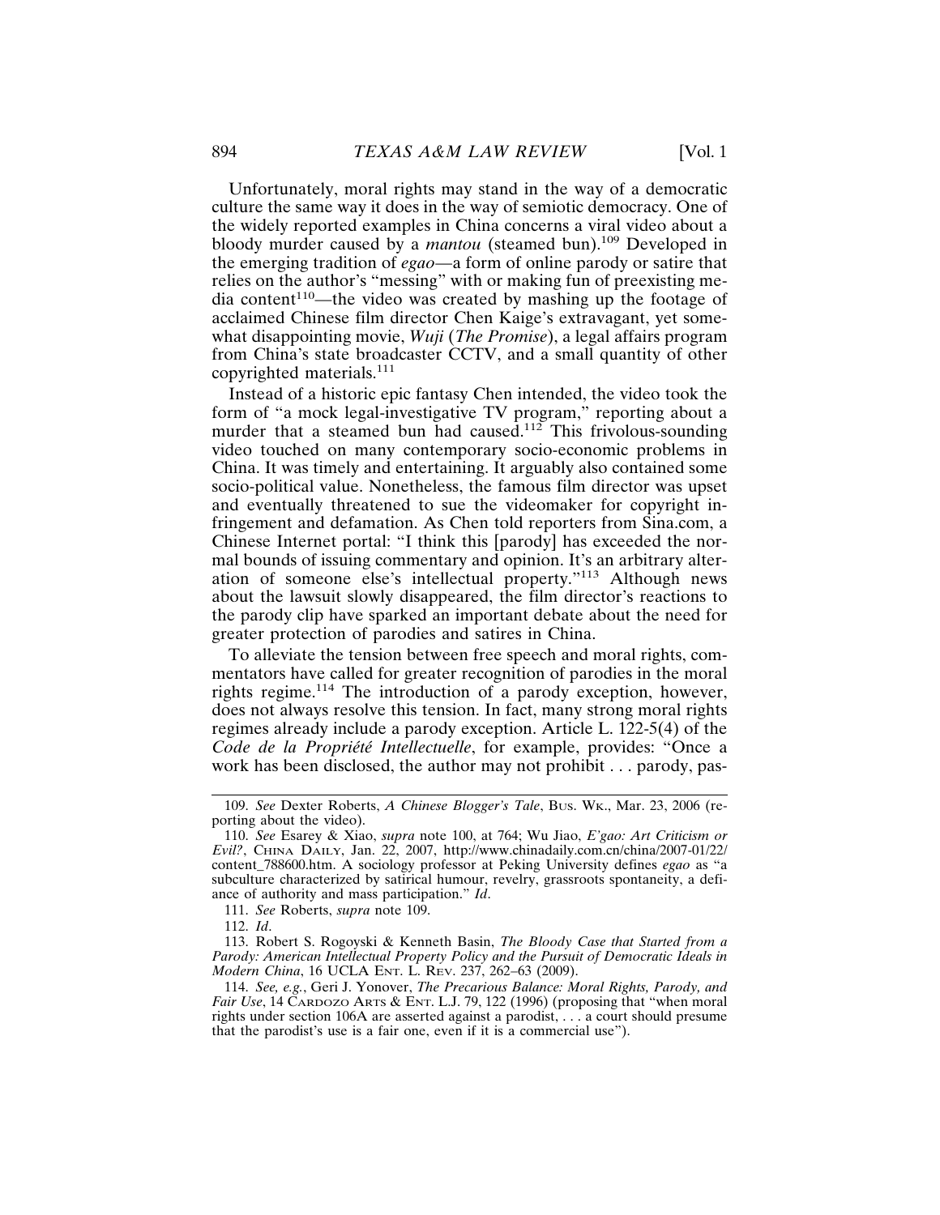Unfortunately, moral rights may stand in the way of a democratic culture the same way it does in the way of semiotic democracy. One of the widely reported examples in China concerns a viral video about a bloody murder caused by a *mantou* (steamed bun).[109] Developed in the emerging tradition of *egao*—a form of online parody or satire that relies on the author's "messing" with or making fun of preexisting media content[110]—the video was created by mashing up the footage of acclaimed Chinese film director Chen Kaige's extravagant, yet somewhat disappointing movie, *Wuji* (*The Promise*), a legal affairs program from China's state broadcaster CCTV, and a small quantity of other copyrighted materials.[111]

Instead of a historic epic fantasy Chen intended, the video took the form of "a mock legal-investigative TV program," reporting about a murder that a steamed bun had caused.[112] This frivolous-sounding video touched on many contemporary socio-economic problems in China. It was timely and entertaining. It arguably also contained some socio-political value. Nonetheless, the famous film director was upset and eventually threatened to sue the videomaker for copyright infringement and defamation. As Chen told reporters from Sina.com, a Chinese Internet portal: "I think this [parody] has exceeded the normal bounds of issuing commentary and opinion. It's an arbitrary alteration of someone else's intellectual property."[113] Although news about the lawsuit slowly disappeared, the film director's reactions to the parody clip have sparked an important debate about the need for greater protection of parodies and satires in China.

To alleviate the tension between free speech and moral rights, commentators have called for greater recognition of parodies in the moral rights regime.[114] The introduction of a parody exception, however, does not always resolve this tension. In fact, many strong moral rights regimes already include a parody exception. Article L. 122-5(4) of the *Code de la Propriété Intellectuelle*, for example, provides: "Once a work has been disclosed, the author may not prohibit . . . parody, pas-

---

109. *See* Dexter Roberts, *A Chinese Blogger's Tale*, Bus. Wk., Mar. 23, 2006 (reporting about the video).

110. *See* Esarey & Xiao, *supra* note 100, at 764; Wu Jiao, *E'gao: Art Criticism or Evil?*, China Daily, Jan. 22, 2007, http://www.chinadaily.com.cn/china/2007-01/22/content_788600.htm. A sociology professor at Peking University defines *egao* as "a subculture characterized by satirical humour, revelry, grassroots spontaneity, a defiance of authority and mass participation." *Id*.

111. *See* Roberts, *supra* note 109.

112. *Id*.

113. Robert S. Rogoyski & Kenneth Basin, *The Bloody Case that Started from a Parody: American Intellectual Property Policy and the Pursuit of Democratic Ideals in Modern China*, 16 UCLA Ent. L. Rev. 237, 262–63 (2009).

114. *See, e.g.*, Geri J. Yonover, *The Precarious Balance: Moral Rights, Parody, and Fair Use*, 14 Cardozo Arts & Ent. L.J. 79, 122 (1996) (proposing that "when moral rights under section 106A are asserted against a parodist, . . . a court should presume that the parodist's use is a fair one, even if it is a commercial use").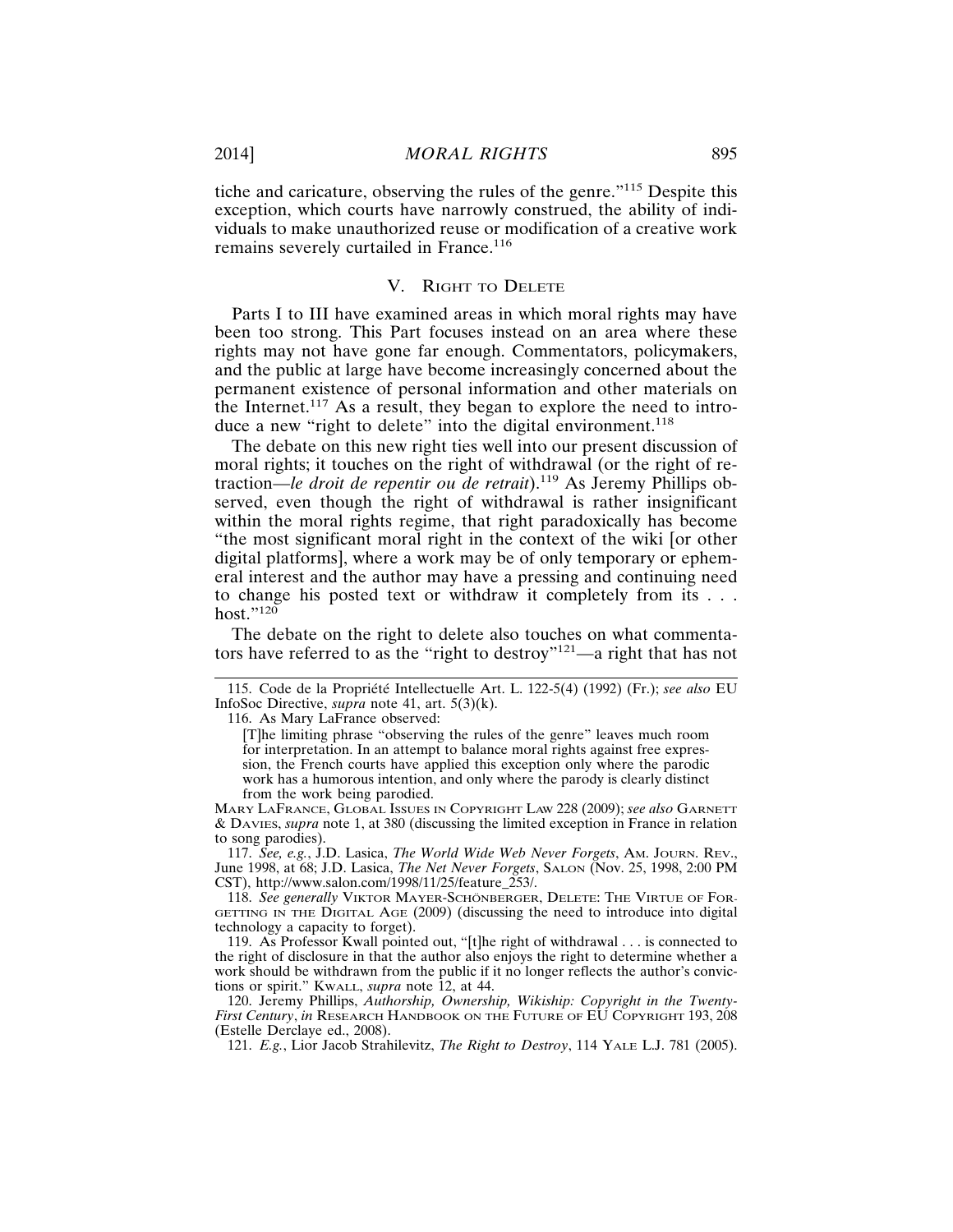tiche and caricature, observing the rules of the genre."[115] Despite this exception, which courts have narrowly construed, the ability of individuals to make unauthorized reuse or modification of a creative work remains severely curtailed in France.[116]

## V. RIGHT TO DELETE

Parts I to III have examined areas in which moral rights may have been too strong. This Part focuses instead on an area where these rights may not have gone far enough. Commentators, policymakers, and the public at large have become increasingly concerned about the permanent existence of personal information and other materials on the Internet.[117] As a result, they began to explore the need to introduce a new "right to delete" into the digital environment.[118]

The debate on this new right ties well into our present discussion of moral rights; it touches on the right of withdrawal (or the right of retraction—*le droit de repentir ou de retrait*).[119] As Jeremy Phillips observed, even though the right of withdrawal is rather insignificant within the moral rights regime, that right paradoxically has become "the most significant moral right in the context of the wiki [or other digital platforms], where a work may be of only temporary or ephemeral interest and the author may have a pressing and continuing need to change his posted text or withdraw it completely from its . . . host."[120]

The debate on the right to delete also touches on what commentators have referred to as the "right to destroy"[121]—a right that has not

---

115. Code de la Propriété Intellectuelle Art. L. 122-5(4) (1992) (Fr.); *see also* EU InfoSoc Directive, *supra* note 41, art. 5(3)(k).

116. As Mary LaFrance observed:

> [T]he limiting phrase "observing the rules of the genre" leaves much room for interpretation. In an attempt to balance moral rights against free expression, the French courts have applied this exception only where the parodic work has a humorous intention, and only where the parody is clearly distinct from the work being parodied.

MARY LAFRANCE, GLOBAL ISSUES IN COPYRIGHT LAW 228 (2009); *see also* GARNETT & DAVIES, *supra* note 1, at 380 (discussing the limited exception in France in relation to song parodies).

117. *See, e.g.*, J.D. Lasica, *The World Wide Web Never Forgets*, AM. JOURN. REV., June 1998, at 68; J.D. Lasica, *The Net Never Forgets*, SALON (Nov. 25, 1998, 2:00 PM CST), http://www.salon.com/1998/11/25/feature_253/.

118. *See generally* VIKTOR MAYER-SCHÖNBERGER, DELETE: THE VIRTUE OF FORGETTING IN THE DIGITAL AGE (2009) (discussing the need to introduce into digital technology a capacity to forget).

119. As Professor Kwall pointed out, "[t]he right of withdrawal . . . is connected to the right of disclosure in that the author also enjoys the right to determine whether a work should be withdrawn from the public if it no longer reflects the author's convictions or spirit." KWALL, *supra* note 12, at 44.

120. Jeremy Phillips, *Authorship, Ownership, Wikiship: Copyright in the Twenty-First Century*, *in* RESEARCH HANDBOOK ON THE FUTURE OF EU COPYRIGHT 193, 208 (Estelle Derclaye ed., 2008).

121. *E.g.*, Lior Jacob Strahilevitz, *The Right to Destroy*, 114 YALE L.J. 781 (2005).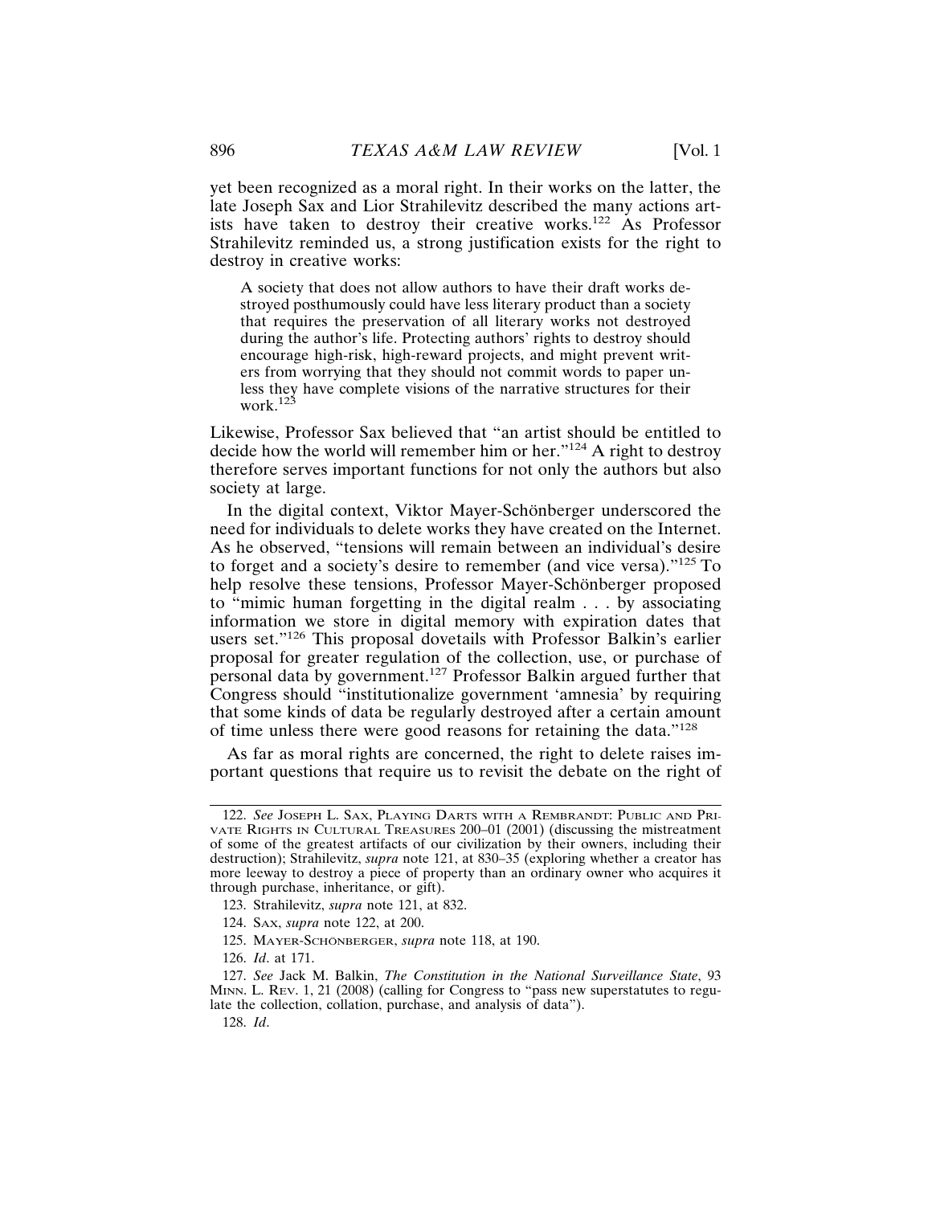yet been recognized as a moral right. In their works on the latter, the late Joseph Sax and Lior Strahilevitz described the many actions artists have taken to destroy their creative works.[122] As Professor Strahilevitz reminded us, a strong justification exists for the right to destroy in creative works:

> A society that does not allow authors to have their draft works destroyed posthumously could have less literary product than a society that requires the preservation of all literary works not destroyed during the author's life. Protecting authors' rights to destroy should encourage high-risk, high-reward projects, and might prevent writers from worrying that they should not commit words to paper unless they have complete visions of the narrative structures for their work.[123]

Likewise, Professor Sax believed that "an artist should be entitled to decide how the world will remember him or her."[124] A right to destroy therefore serves important functions for not only the authors but also society at large.

In the digital context, Viktor Mayer-Schönberger underscored the need for individuals to delete works they have created on the Internet. As he observed, "tensions will remain between an individual's desire to forget and a society's desire to remember (and vice versa)."[125] To help resolve these tensions, Professor Mayer-Schönberger proposed to "mimic human forgetting in the digital realm . . . by associating information we store in digital memory with expiration dates that users set."[126] This proposal dovetails with Professor Balkin's earlier proposal for greater regulation of the collection, use, or purchase of personal data by government.[127] Professor Balkin argued further that Congress should "institutionalize government 'amnesia' by requiring that some kinds of data be regularly destroyed after a certain amount of time unless there were good reasons for retaining the data."[128]

As far as moral rights are concerned, the right to delete raises important questions that require us to revisit the debate on the right of

---

122. *See* Joseph L. Sax, Playing Darts with a Rembrandt: Public and Private Rights in Cultural Treasures 200–01 (2001) (discussing the mistreatment of some of the greatest artifacts of our civilization by their owners, including their destruction); Strahilevitz, *supra* note 121, at 830–35 (exploring whether a creator has more leeway to destroy a piece of property than an ordinary owner who acquires it through purchase, inheritance, or gift).

123. Strahilevitz, *supra* note 121, at 832.

124. Sax, *supra* note 122, at 200.

125. Mayer-Schönberger, *supra* note 118, at 190.

126. *Id*. at 171.

127. *See* Jack M. Balkin, *The Constitution in the National Surveillance State*, 93 Minn. L. Rev. 1, 21 (2008) (calling for Congress to "pass new superstatutes to regulate the collection, collation, purchase, and analysis of data").

128. *Id*.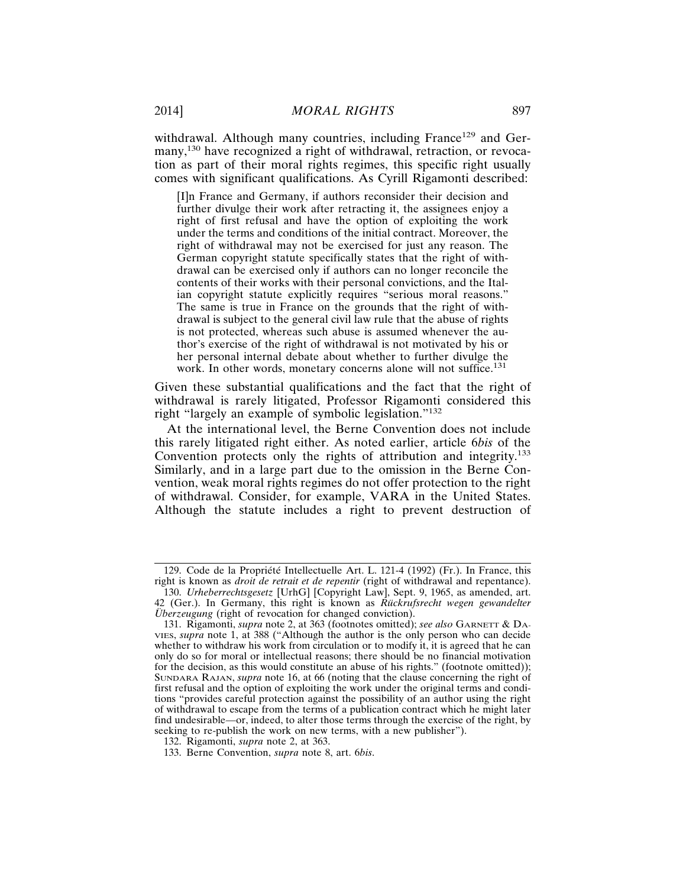withdrawal. Although many countries, including France[129] and Germany,[130] have recognized a right of withdrawal, retraction, or revocation as part of their moral rights regimes, this specific right usually comes with significant qualifications. As Cyrill Rigamonti described:

> [I]n France and Germany, if authors reconsider their decision and further divulge their work after retracting it, the assignees enjoy a right of first refusal and have the option of exploiting the work under the terms and conditions of the initial contract. Moreover, the right of withdrawal may not be exercised for just any reason. The German copyright statute specifically states that the right of withdrawal can be exercised only if authors can no longer reconcile the contents of their works with their personal convictions, and the Italian copyright statute explicitly requires "serious moral reasons." The same is true in France on the grounds that the right of withdrawal is subject to the general civil law rule that the abuse of rights is not protected, whereas such abuse is assumed whenever the author's exercise of the right of withdrawal is not motivated by his or her personal internal debate about whether to further divulge the work. In other words, monetary concerns alone will not suffice.[131]

Given these substantial qualifications and the fact that the right of withdrawal is rarely litigated, Professor Rigamonti considered this right "largely an example of symbolic legislation."[132]

At the international level, the Berne Convention does not include this rarely litigated right either. As noted earlier, article 6*bis* of the Convention protects only the rights of attribution and integrity.[133] Similarly, and in a large part due to the omission in the Berne Convention, weak moral rights regimes do not offer protection to the right of withdrawal. Consider, for example, VARA in the United States. Although the statute includes a right to prevent destruction of

---

129. Code de la Propriété Intellectuelle Art. L. 121-4 (1992) (Fr.). In France, this right is known as *droit de retrait et de repentir* (right of withdrawal and repentance).

130. *Urheberrechtsgesetz* [UrhG] [Copyright Law], Sept. 9, 1965, as amended, art. 42 (Ger.). In Germany, this right is known as *Rückrufsrecht wegen gewandelter Überzeugung* (right of revocation for changed conviction).

131. Rigamonti, *supra* note 2, at 363 (footnotes omitted); *see also* GARNETT & DAVIES, *supra* note 1, at 388 ("Although the author is the only person who can decide whether to withdraw his work from circulation or to modify it, it is agreed that he can only do so for moral or intellectual reasons; there should be no financial motivation for the decision, as this would constitute an abuse of his rights." (footnote omitted)); SUNDARA RAJAN, *supra* note 16, at 66 (noting that the clause concerning the right of first refusal and the option of exploiting the work under the original terms and conditions "provides careful protection against the possibility of an author using the right of withdrawal to escape from the terms of a publication contract which he might later find undesirable—or, indeed, to alter those terms through the exercise of the right, by seeking to re-publish the work on new terms, with a new publisher").

132. Rigamonti, *supra* note 2, at 363.

133. Berne Convention, *supra* note 8, art. 6*bis*.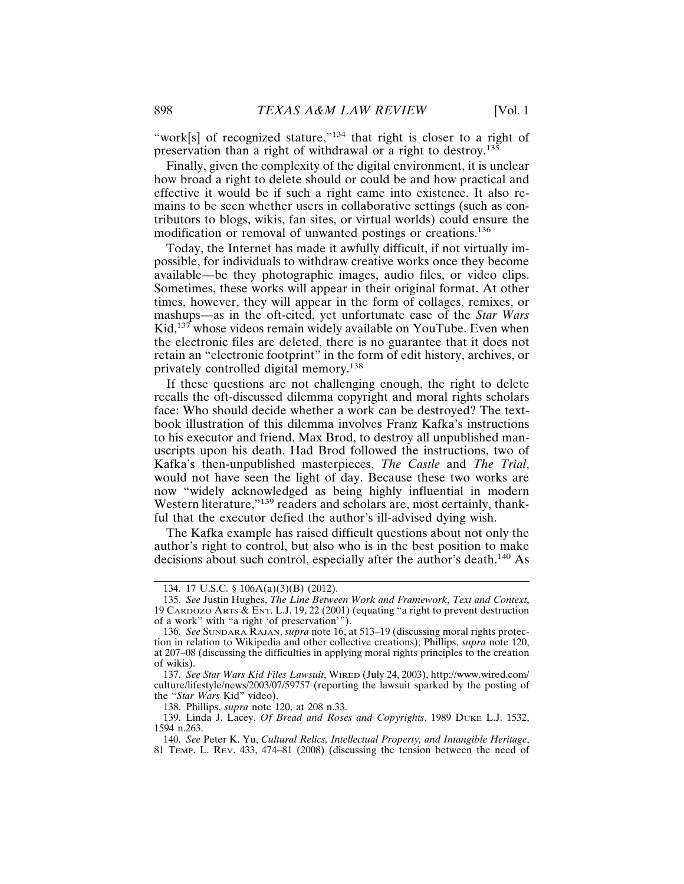"work[s] of recognized stature,"[134] that right is closer to a right of preservation than a right of withdrawal or a right to destroy.[135]

Finally, given the complexity of the digital environment, it is unclear how broad a right to delete should or could be and how practical and effective it would be if such a right came into existence. It also remains to be seen whether users in collaborative settings (such as contributors to blogs, wikis, fan sites, or virtual worlds) could ensure the modification or removal of unwanted postings or creations.[136]

Today, the Internet has made it awfully difficult, if not virtually impossible, for individuals to withdraw creative works once they become available—be they photographic images, audio files, or video clips. Sometimes, these works will appear in their original format. At other times, however, they will appear in the form of collages, remixes, or mashups—as in the oft-cited, yet unfortunate case of the *Star Wars* Kid,[137] whose videos remain widely available on YouTube. Even when the electronic files are deleted, there is no guarantee that it does not retain an "electronic footprint" in the form of edit history, archives, or privately controlled digital memory.[138]

If these questions are not challenging enough, the right to delete recalls the oft-discussed dilemma copyright and moral rights scholars face: Who should decide whether a work can be destroyed? The textbook illustration of this dilemma involves Franz Kafka's instructions to his executor and friend, Max Brod, to destroy all unpublished manuscripts upon his death. Had Brod followed the instructions, two of Kafka's then-unpublished masterpieces, *The Castle* and *The Trial*, would not have seen the light of day. Because these two works are now "widely acknowledged as being highly influential in modern Western literature,"[139] readers and scholars are, most certainly, thankful that the executor defied the author's ill-advised dying wish.

The Kafka example has raised difficult questions about not only the author's right to control, but also who is in the best position to make decisions about such control, especially after the author's death.[140] As

---

134. 17 U.S.C. § 106A(a)(3)(B) (2012).

135. *See* Justin Hughes, *The Line Between Work and Framework, Text and Context*, 19 CARDOZO ARTS & ENT. L.J. 19, 22 (2001) (equating "a right to prevent destruction of a work" with "a right 'of preservation'").

136. *See* SUNDARA RAJAN, *supra* note 16, at 513–19 (discussing moral rights protection in relation to Wikipedia and other collective creations); Phillips, *supra* note 120, at 207–08 (discussing the difficulties in applying moral rights principles to the creation of wikis).

137. *See Star Wars Kid Files Lawsuit*, WIRED (July 24, 2003), http://www.wired.com/culture/lifestyle/news/2003/07/59757 (reporting the lawsuit sparked by the posting of the "*Star Wars* Kid" video).

138. Phillips, *supra* note 120, at 208 n.33.

139. Linda J. Lacey, *Of Bread and Roses and Copyrights*, 1989 DUKE L.J. 1532, 1594 n.263.

140. *See* Peter K. Yu, *Cultural Relics, Intellectual Property, and Intangible Heritage*, 81 TEMP. L. REV. 433, 474–81 (2008) (discussing the tension between the need of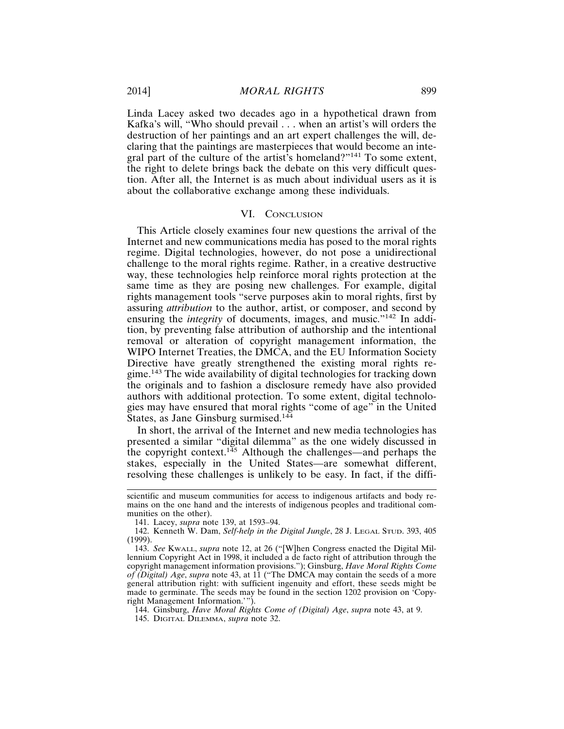Linda Lacey asked two decades ago in a hypothetical drawn from Kafka's will, "Who should prevail . . . when an artist's will orders the destruction of her paintings and an art expert challenges the will, declaring that the paintings are masterpieces that would become an integral part of the culture of the artist's homeland?"[141] To some extent, the right to delete brings back the debate on this very difficult question. After all, the Internet is as much about individual users as it is about the collaborative exchange among these individuals.

## VI. Conclusion

This Article closely examines four new questions the arrival of the Internet and new communications media has posed to the moral rights regime. Digital technologies, however, do not pose a unidirectional challenge to the moral rights regime. Rather, in a creative destructive way, these technologies help reinforce moral rights protection at the same time as they are posing new challenges. For example, digital rights management tools "serve purposes akin to moral rights, first by assuring *attribution* to the author, artist, or composer, and second by ensuring the *integrity* of documents, images, and music."[142] In addition, by preventing false attribution of authorship and the intentional removal or alteration of copyright management information, the WIPO Internet Treaties, the DMCA, and the EU Information Society Directive have greatly strengthened the existing moral rights regime.[143] The wide availability of digital technologies for tracking down the originals and to fashion a disclosure remedy have also provided authors with additional protection. To some extent, digital technologies may have ensured that moral rights "come of age" in the United States, as Jane Ginsburg surmised.[144]

In short, the arrival of the Internet and new media technologies has presented a similar "digital dilemma" as the one widely discussed in the copyright context.[145] Although the challenges—and perhaps the stakes, especially in the United States—are somewhat different, resolving these challenges is unlikely to be easy. In fact, if the diffi-

---

scientific and museum communities for access to indigenous artifacts and body remains on the one hand and the interests of indigenous peoples and traditional communities on the other).

141. Lacey, *supra* note 139, at 1593–94.

142. Kenneth W. Dam, *Self-help in the Digital Jungle*, 28 J. Legal Stud. 393, 405 (1999).

143. *See* Kwall, *supra* note 12, at 26 ("[W]hen Congress enacted the Digital Millennium Copyright Act in 1998, it included a de facto right of attribution through the copyright management information provisions."); Ginsburg, *Have Moral Rights Come of (Digital) Age*, *supra* note 43, at 11 ("The DMCA may contain the seeds of a more general attribution right: with sufficient ingenuity and effort, these seeds might be made to germinate. The seeds may be found in the section 1202 provision on 'Copyright Management Information.'").

144. Ginsburg, *Have Moral Rights Come of (Digital) Age*, *supra* note 43, at 9.

145. Digital Dilemma, *supra* note 32.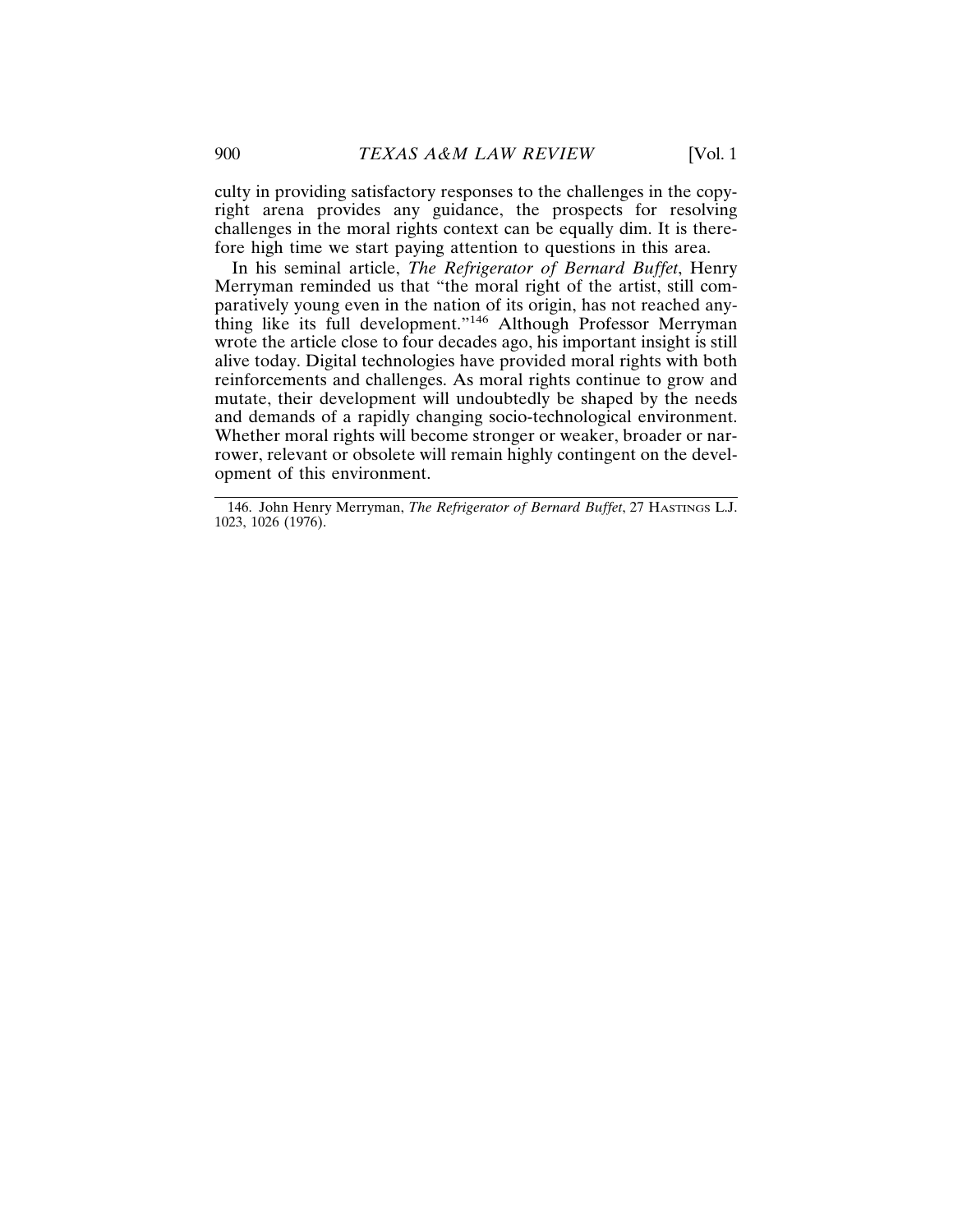culty in providing satisfactory responses to the challenges in the copyright arena provides any guidance, the prospects for resolving challenges in the moral rights context can be equally dim. It is therefore high time we start paying attention to questions in this area.

In his seminal article, *The Refrigerator of Bernard Buffet*, Henry Merryman reminded us that "the moral right of the artist, still comparatively young even in the nation of its origin, has not reached anything like its full development."[146] Although Professor Merryman wrote the article close to four decades ago, his important insight is still alive today. Digital technologies have provided moral rights with both reinforcements and challenges. As moral rights continue to grow and mutate, their development will undoubtedly be shaped by the needs and demands of a rapidly changing socio-technological environment. Whether moral rights will become stronger or weaker, broader or narrower, relevant or obsolete will remain highly contingent on the development of this environment.

---

146. John Henry Merryman, *The Refrigerator of Bernard Buffet*, 27 HASTINGS L.J. 1023, 1026 (1976).